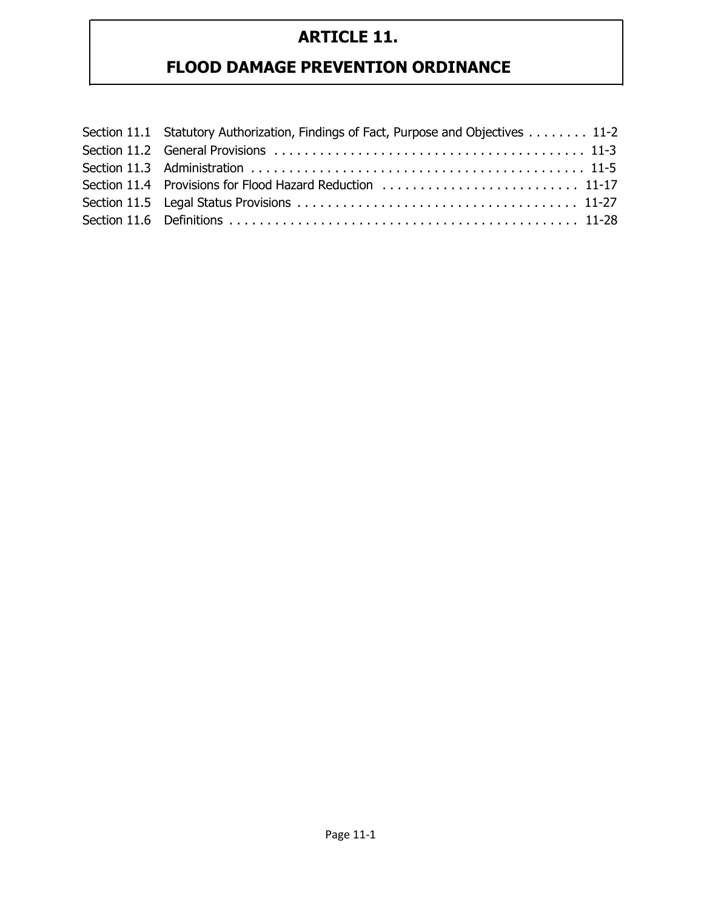# ARTICLE 11.

# FLOOD DAMAGE PREVENTION ORDINANCE

| | | |
|---|---|---|
| Section 11.1 | Statutory Authorization, Findings of Fact, Purpose and Objectives | 11-2 |
| Section 11.2 | General Provisions | 11-3 |
| Section 11.3 | Administration | 11-5 |
| Section 11.4 | Provisions for Flood Hazard Reduction | 11-17 |
| Section 11.5 | Legal Status Provisions | 11-27 |
| Section 11.6 | Definitions | 11-28 |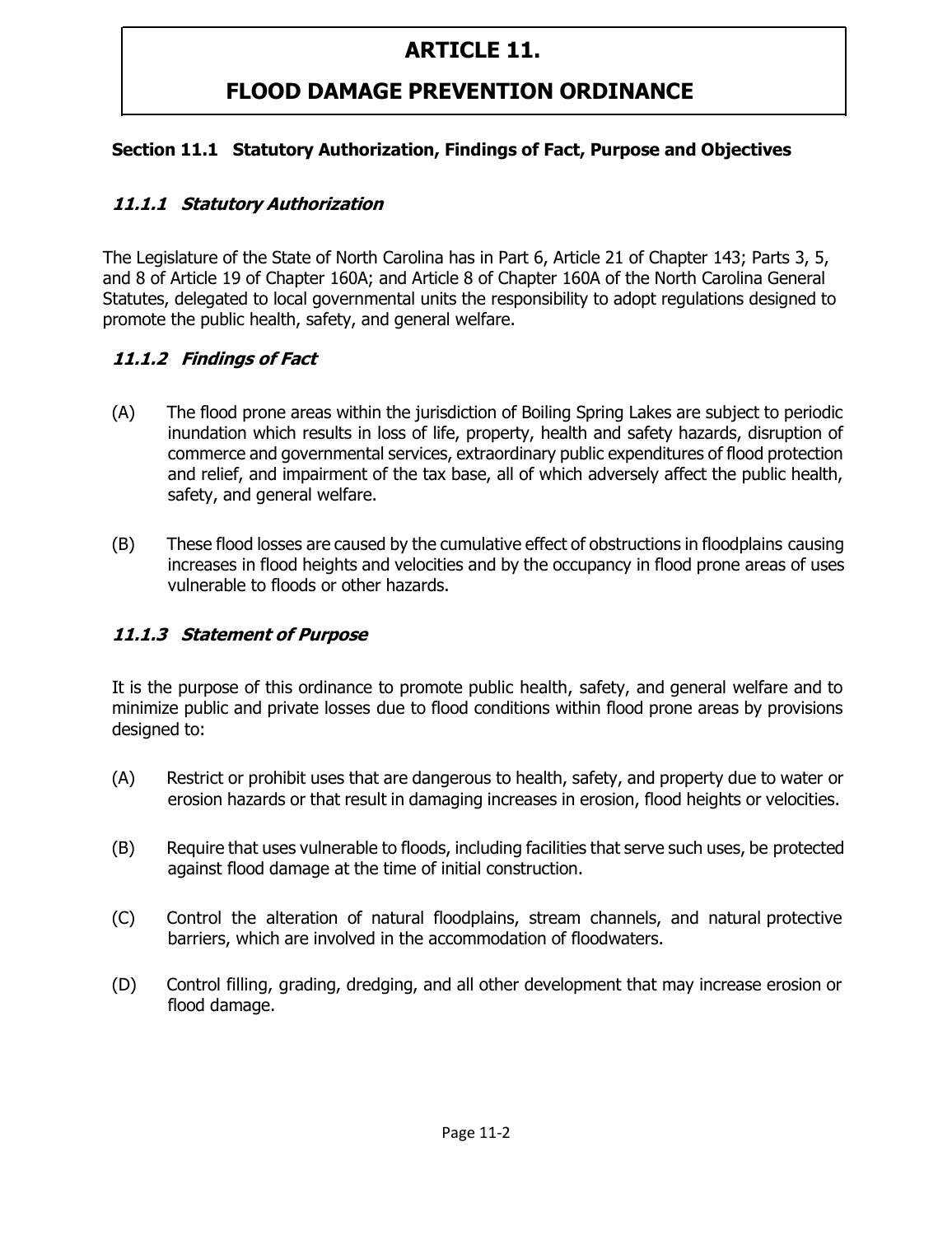# ARTICLE 11.

# FLOOD DAMAGE PREVENTION ORDINANCE

## Section 11.1 Statutory Authorization, Findings of Fact, Purpose and Objectives

### *11.1.1 Statutory Authorization*

The Legislature of the State of North Carolina has in Part 6, Article 21 of Chapter 143; Parts 3, 5, and 8 of Article 19 of Chapter 160A; and Article 8 of Chapter 160A of the North Carolina General Statutes, delegated to local governmental units the responsibility to adopt regulations designed to promote the public health, safety, and general welfare.

### *11.1.2 Findings of Fact*

(A) The flood prone areas within the jurisdiction of Boiling Spring Lakes are subject to periodic inundation which results in loss of life, property, health and safety hazards, disruption of commerce and governmental services, extraordinary public expenditures of flood protection and relief, and impairment of the tax base, all of which adversely affect the public health, safety, and general welfare.

(B) These flood losses are caused by the cumulative effect of obstructions in floodplains causing increases in flood heights and velocities and by the occupancy in flood prone areas of uses vulnerable to floods or other hazards.

### *11.1.3 Statement of Purpose*

It is the purpose of this ordinance to promote public health, safety, and general welfare and to minimize public and private losses due to flood conditions within flood prone areas by provisions designed to:

(A) Restrict or prohibit uses that are dangerous to health, safety, and property due to water or erosion hazards or that result in damaging increases in erosion, flood heights or velocities.

(B) Require that uses vulnerable to floods, including facilities that serve such uses, be protected against flood damage at the time of initial construction.

(C) Control the alteration of natural floodplains, stream channels, and natural protective barriers, which are involved in the accommodation of floodwaters.

(D) Control filling, grading, dredging, and all other development that may increase erosion or flood damage.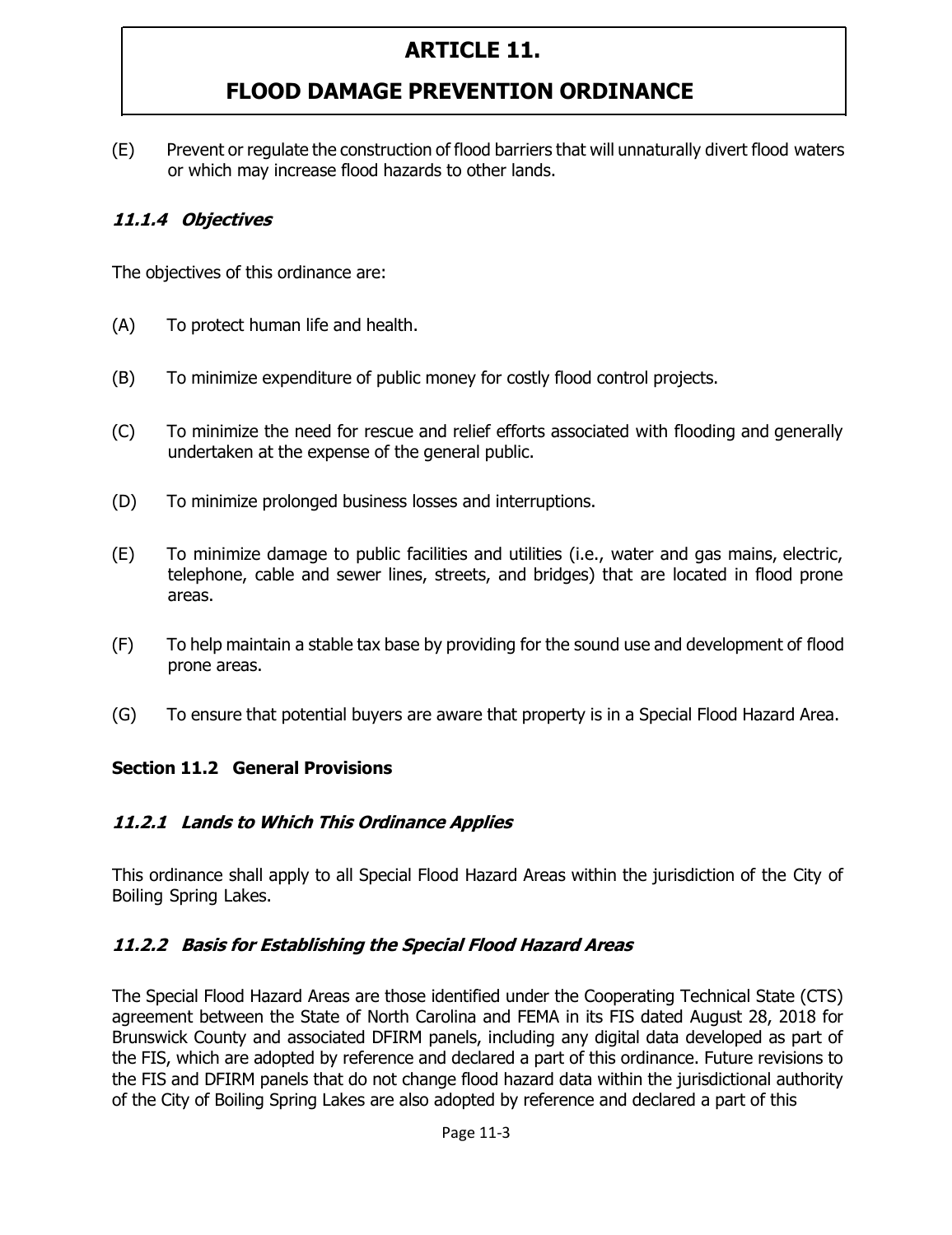(E) Prevent or regulate the construction of flood barriers that will unnaturally divert flood waters or which may increase flood hazards to other lands.

### *11.1.4 Objectives*

The objectives of this ordinance are:

(A) To protect human life and health.

(B) To minimize expenditure of public money for costly flood control projects.

(C) To minimize the need for rescue and relief efforts associated with flooding and generally undertaken at the expense of the general public.

(D) To minimize prolonged business losses and interruptions.

(E) To minimize damage to public facilities and utilities (i.e., water and gas mains, electric, telephone, cable and sewer lines, streets, and bridges) that are located in flood prone areas.

(F) To help maintain a stable tax base by providing for the sound use and development of flood prone areas.

(G) To ensure that potential buyers are aware that property is in a Special Flood Hazard Area.

## Section 11.2 General Provisions

### *11.2.1 Lands to Which This Ordinance Applies*

This ordinance shall apply to all Special Flood Hazard Areas within the jurisdiction of the City of Boiling Spring Lakes.

### *11.2.2 Basis for Establishing the Special Flood Hazard Areas*

The Special Flood Hazard Areas are those identified under the Cooperating Technical State (CTS) agreement between the State of North Carolina and FEMA in its FIS dated August 28, 2018 for Brunswick County and associated DFIRM panels, including any digital data developed as part of the FIS, which are adopted by reference and declared a part of this ordinance. Future revisions to the FIS and DFIRM panels that do not change flood hazard data within the jurisdictional authority of the City of Boiling Spring Lakes are also adopted by reference and declared a part of this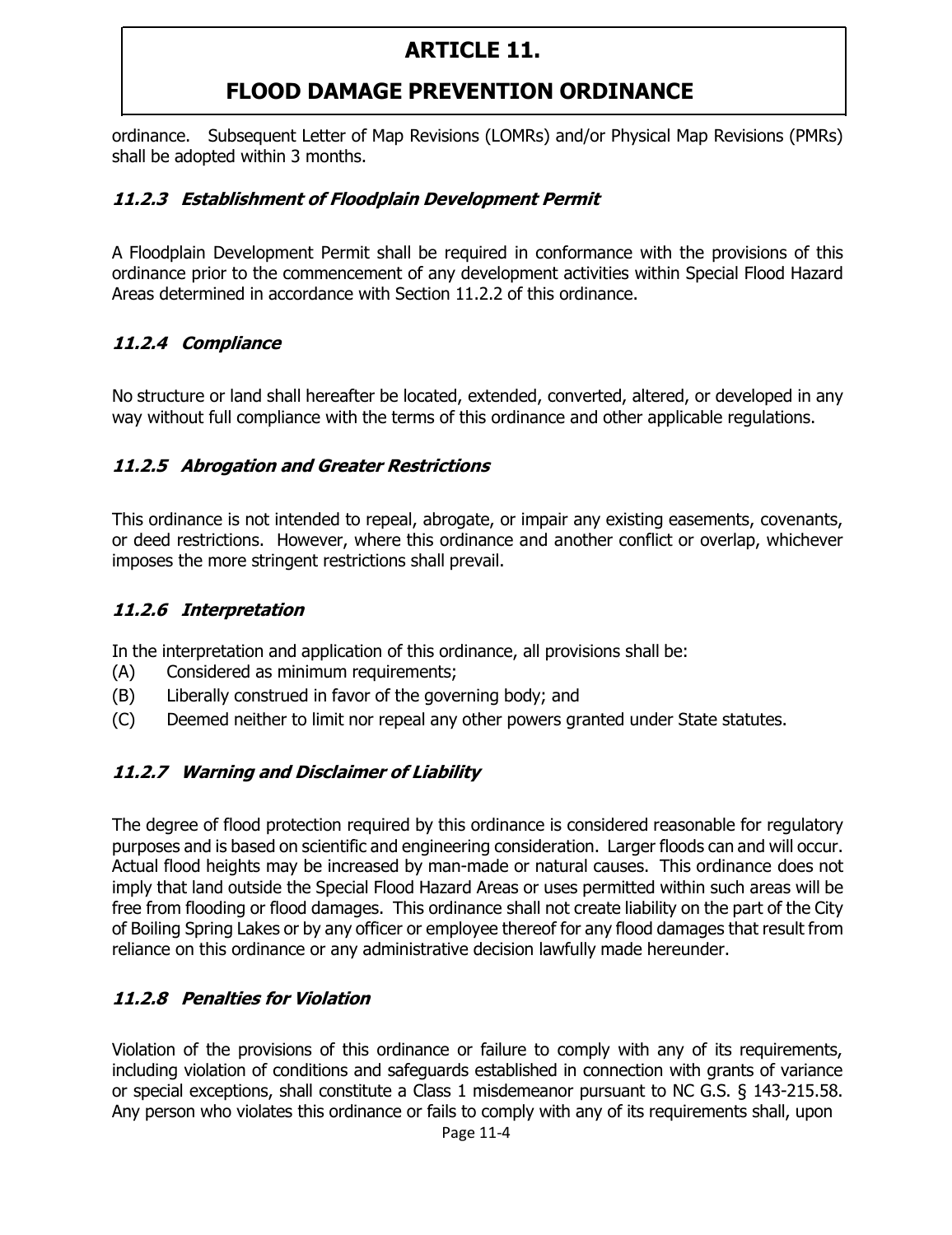ordinance. Subsequent Letter of Map Revisions (LOMRs) and/or Physical Map Revisions (PMRs) shall be adopted within 3 months.

### *11.2.3 Establishment of Floodplain Development Permit*

A Floodplain Development Permit shall be required in conformance with the provisions of this ordinance prior to the commencement of any development activities within Special Flood Hazard Areas determined in accordance with Section 11.2.2 of this ordinance.

### *11.2.4 Compliance*

No structure or land shall hereafter be located, extended, converted, altered, or developed in any way without full compliance with the terms of this ordinance and other applicable regulations.

### *11.2.5 Abrogation and Greater Restrictions*

This ordinance is not intended to repeal, abrogate, or impair any existing easements, covenants, or deed restrictions. However, where this ordinance and another conflict or overlap, whichever imposes the more stringent restrictions shall prevail.

### *11.2.6 Interpretation*

In the interpretation and application of this ordinance, all provisions shall be:

(A) Considered as minimum requirements;

(B) Liberally construed in favor of the governing body; and

(C) Deemed neither to limit nor repeal any other powers granted under State statutes.

### *11.2.7 Warning and Disclaimer of Liability*

The degree of flood protection required by this ordinance is considered reasonable for regulatory purposes and is based on scientific and engineering consideration. Larger floods can and will occur. Actual flood heights may be increased by man-made or natural causes. This ordinance does not imply that land outside the Special Flood Hazard Areas or uses permitted within such areas will be free from flooding or flood damages. This ordinance shall not create liability on the part of the City of Boiling Spring Lakes or by any officer or employee thereof for any flood damages that result from reliance on this ordinance or any administrative decision lawfully made hereunder.

### *11.2.8 Penalties for Violation*

Violation of the provisions of this ordinance or failure to comply with any of its requirements, including violation of conditions and safeguards established in connection with grants of variance or special exceptions, shall constitute a Class 1 misdemeanor pursuant to NC G.S. § 143-215.58. Any person who violates this ordinance or fails to comply with any of its requirements shall, upon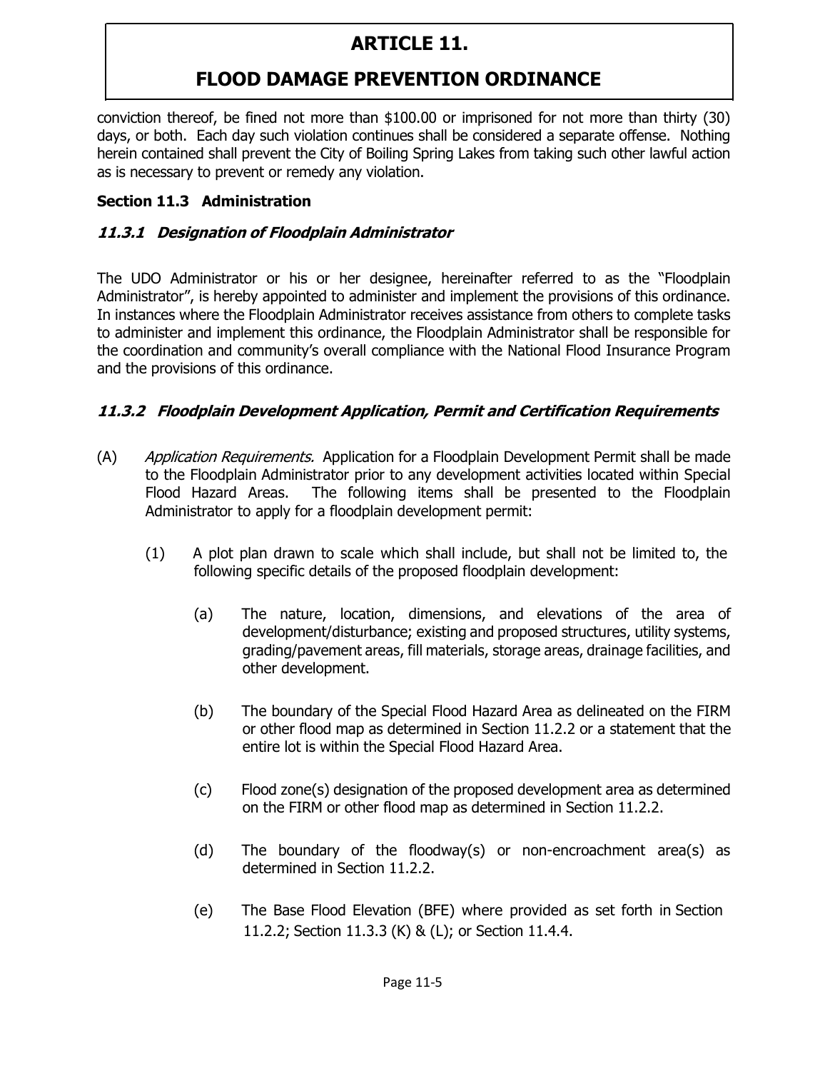conviction thereof, be fined not more than $100.00 or imprisoned for not more than thirty (30) days, or both. Each day such violation continues shall be considered a separate offense. Nothing herein contained shall prevent the City of Boiling Spring Lakes from taking such other lawful action as is necessary to prevent or remedy any violation.

## Section 11.3 Administration

### *11.3.1 Designation of Floodplain Administrator*

The UDO Administrator or his or her designee, hereinafter referred to as the "Floodplain Administrator", is hereby appointed to administer and implement the provisions of this ordinance. In instances where the Floodplain Administrator receives assistance from others to complete tasks to administer and implement this ordinance, the Floodplain Administrator shall be responsible for the coordination and community's overall compliance with the National Flood Insurance Program and the provisions of this ordinance.

### *11.3.2 Floodplain Development Application, Permit and Certification Requirements*

(A) *Application Requirements.* Application for a Floodplain Development Permit shall be made to the Floodplain Administrator prior to any development activities located within Special Flood Hazard Areas. The following items shall be presented to the Floodplain Administrator to apply for a floodplain development permit:

(1) A plot plan drawn to scale which shall include, but shall not be limited to, the following specific details of the proposed floodplain development:

(a) The nature, location, dimensions, and elevations of the area of development/disturbance; existing and proposed structures, utility systems, grading/pavement areas, fill materials, storage areas, drainage facilities, and other development.

(b) The boundary of the Special Flood Hazard Area as delineated on the FIRM or other flood map as determined in Section 11.2.2 or a statement that the entire lot is within the Special Flood Hazard Area.

(c) Flood zone(s) designation of the proposed development area as determined on the FIRM or other flood map as determined in Section 11.2.2.

(d) The boundary of the floodway(s) or non-encroachment area(s) as determined in Section 11.2.2.

(e) The Base Flood Elevation (BFE) where provided as set forth in Section 11.2.2; Section 11.3.3 (K) & (L); or Section 11.4.4.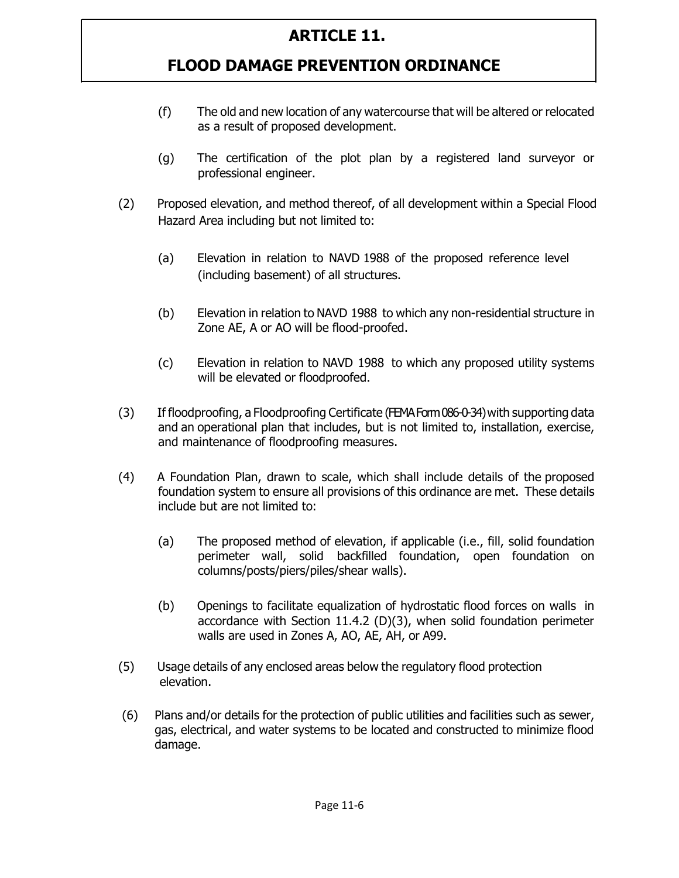(f) The old and new location of any watercourse that will be altered or relocated as a result of proposed development.

(g) The certification of the plot plan by a registered land surveyor or professional engineer.

(2) Proposed elevation, and method thereof, of all development within a Special Flood Hazard Area including but not limited to:

(a) Elevation in relation to NAVD 1988 of the proposed reference level (including basement) of all structures.

(b) Elevation in relation to NAVD 1988 to which any non-residential structure in Zone AE, A or AO will be flood-proofed.

(c) Elevation in relation to NAVD 1988 to which any proposed utility systems will be elevated or floodproofed.

(3) If floodproofing, a Floodproofing Certificate (FEMA Form 086-0-34) with supporting data and an operational plan that includes, but is not limited to, installation, exercise, and maintenance of floodproofing measures.

(4) A Foundation Plan, drawn to scale, which shall include details of the proposed foundation system to ensure all provisions of this ordinance are met. These details include but are not limited to:

(a) The proposed method of elevation, if applicable (i.e., fill, solid foundation perimeter wall, solid backfilled foundation, open foundation on columns/posts/piers/piles/shear walls).

(b) Openings to facilitate equalization of hydrostatic flood forces on walls in accordance with Section 11.4.2 (D)(3), when solid foundation perimeter walls are used in Zones A, AO, AE, AH, or A99.

(5) Usage details of any enclosed areas below the regulatory flood protection elevation.

(6) Plans and/or details for the protection of public utilities and facilities such as sewer, gas, electrical, and water systems to be located and constructed to minimize flood damage.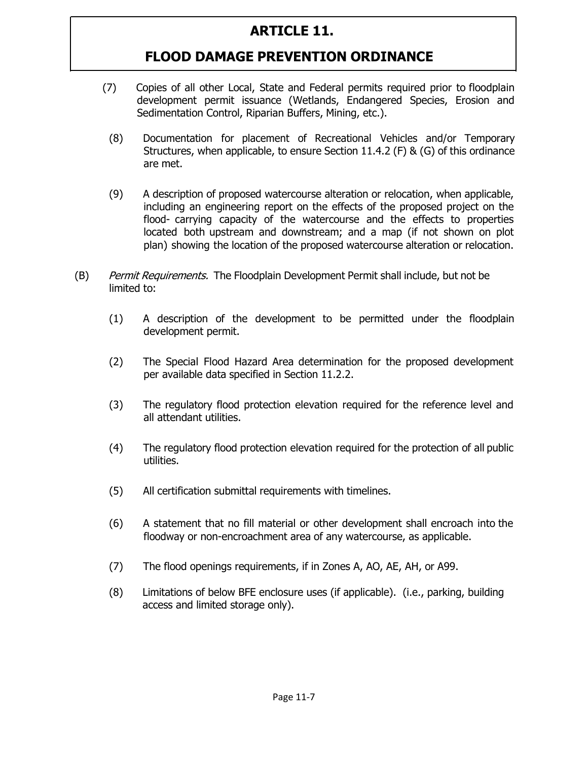(7) Copies of all other Local, State and Federal permits required prior to floodplain development permit issuance (Wetlands, Endangered Species, Erosion and Sedimentation Control, Riparian Buffers, Mining, etc.).

(8) Documentation for placement of Recreational Vehicles and/or Temporary Structures, when applicable, to ensure Section 11.4.2 (F) & (G) of this ordinance are met.

(9) A description of proposed watercourse alteration or relocation, when applicable, including an engineering report on the effects of the proposed project on the flood- carrying capacity of the watercourse and the effects to properties located both upstream and downstream; and a map (if not shown on plot plan) showing the location of the proposed watercourse alteration or relocation.

(B) *Permit Requirements.* The Floodplain Development Permit shall include, but not be limited to:

(1) A description of the development to be permitted under the floodplain development permit.

(2) The Special Flood Hazard Area determination for the proposed development per available data specified in Section 11.2.2.

(3) The regulatory flood protection elevation required for the reference level and all attendant utilities.

(4) The regulatory flood protection elevation required for the protection of all public utilities.

(5) All certification submittal requirements with timelines.

(6) A statement that no fill material or other development shall encroach into the floodway or non-encroachment area of any watercourse, as applicable.

(7) The flood openings requirements, if in Zones A, AO, AE, AH, or A99.

(8) Limitations of below BFE enclosure uses (if applicable). (i.e., parking, building access and limited storage only).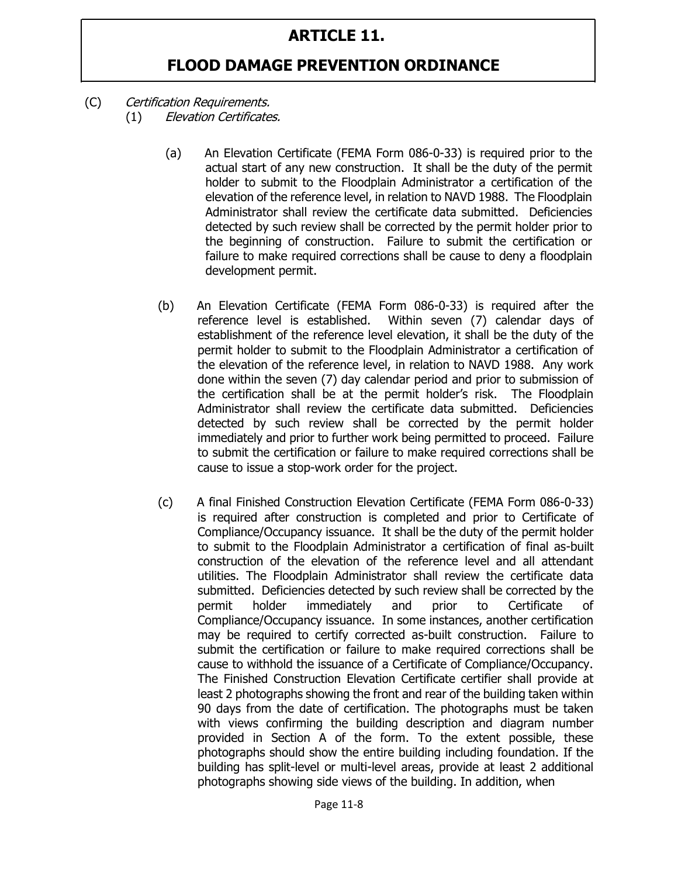# ARTICLE 11.

## FLOOD DAMAGE PREVENTION ORDINANCE

(C) *Certification Requirements.*

(1) *Elevation Certificates.*

(a) An Elevation Certificate (FEMA Form 086-0-33) is required prior to the actual start of any new construction. It shall be the duty of the permit holder to submit to the Floodplain Administrator a certification of the elevation of the reference level, in relation to NAVD 1988. The Floodplain Administrator shall review the certificate data submitted. Deficiencies detected by such review shall be corrected by the permit holder prior to the beginning of construction. Failure to submit the certification or failure to make required corrections shall be cause to deny a floodplain development permit.

(b) An Elevation Certificate (FEMA Form 086-0-33) is required after the reference level is established. Within seven (7) calendar days of establishment of the reference level elevation, it shall be the duty of the permit holder to submit to the Floodplain Administrator a certification of the elevation of the reference level, in relation to NAVD 1988. Any work done within the seven (7) day calendar period and prior to submission of the certification shall be at the permit holder's risk. The Floodplain Administrator shall review the certificate data submitted. Deficiencies detected by such review shall be corrected by the permit holder immediately and prior to further work being permitted to proceed. Failure to submit the certification or failure to make required corrections shall be cause to issue a stop-work order for the project.

(c) A final Finished Construction Elevation Certificate (FEMA Form 086-0-33) is required after construction is completed and prior to Certificate of Compliance/Occupancy issuance. It shall be the duty of the permit holder to submit to the Floodplain Administrator a certification of final as-built construction of the elevation of the reference level and all attendant utilities. The Floodplain Administrator shall review the certificate data submitted. Deficiencies detected by such review shall be corrected by the permit holder immediately and prior to Certificate of Compliance/Occupancy issuance. In some instances, another certification may be required to certify corrected as-built construction. Failure to submit the certification or failure to make required corrections shall be cause to withhold the issuance of a Certificate of Compliance/Occupancy. The Finished Construction Elevation Certificate certifier shall provide at least 2 photographs showing the front and rear of the building taken within 90 days from the date of certification. The photographs must be taken with views confirming the building description and diagram number provided in Section A of the form. To the extent possible, these photographs should show the entire building including foundation. If the building has split-level or multi-level areas, provide at least 2 additional photographs showing side views of the building. In addition, when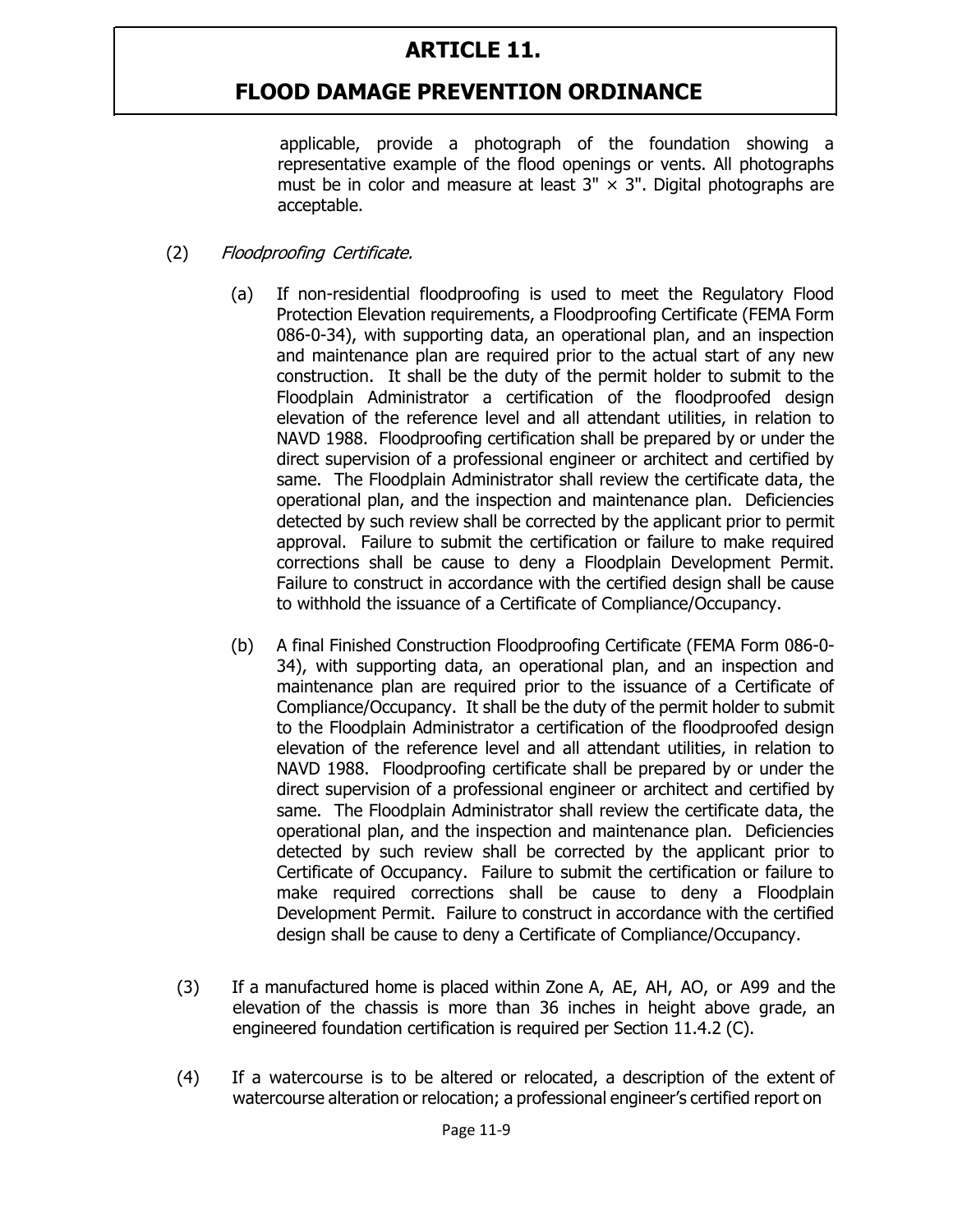applicable, provide a photograph of the foundation showing a representative example of the flood openings or vents. All photographs must be in color and measure at least 3" × 3". Digital photographs are acceptable.

(2) *Floodproofing Certificate.*

(a) If non-residential floodproofing is used to meet the Regulatory Flood Protection Elevation requirements, a Floodproofing Certificate (FEMA Form 086-0-34), with supporting data, an operational plan, and an inspection and maintenance plan are required prior to the actual start of any new construction. It shall be the duty of the permit holder to submit to the Floodplain Administrator a certification of the floodproofed design elevation of the reference level and all attendant utilities, in relation to NAVD 1988. Floodproofing certification shall be prepared by or under the direct supervision of a professional engineer or architect and certified by same. The Floodplain Administrator shall review the certificate data, the operational plan, and the inspection and maintenance plan. Deficiencies detected by such review shall be corrected by the applicant prior to permit approval. Failure to submit the certification or failure to make required corrections shall be cause to deny a Floodplain Development Permit. Failure to construct in accordance with the certified design shall be cause to withhold the issuance of a Certificate of Compliance/Occupancy.

(b) A final Finished Construction Floodproofing Certificate (FEMA Form 086-0-34), with supporting data, an operational plan, and an inspection and maintenance plan are required prior to the issuance of a Certificate of Compliance/Occupancy. It shall be the duty of the permit holder to submit to the Floodplain Administrator a certification of the floodproofed design elevation of the reference level and all attendant utilities, in relation to NAVD 1988. Floodproofing certificate shall be prepared by or under the direct supervision of a professional engineer or architect and certified by same. The Floodplain Administrator shall review the certificate data, the operational plan, and the inspection and maintenance plan. Deficiencies detected by such review shall be corrected by the applicant prior to Certificate of Occupancy. Failure to submit the certification or failure to make required corrections shall be cause to deny a Floodplain Development Permit. Failure to construct in accordance with the certified design shall be cause to deny a Certificate of Compliance/Occupancy.

(3) If a manufactured home is placed within Zone A, AE, AH, AO, or A99 and the elevation of the chassis is more than 36 inches in height above grade, an engineered foundation certification is required per Section 11.4.2 (C).

(4) If a watercourse is to be altered or relocated, a description of the extent of watercourse alteration or relocation; a professional engineer's certified report on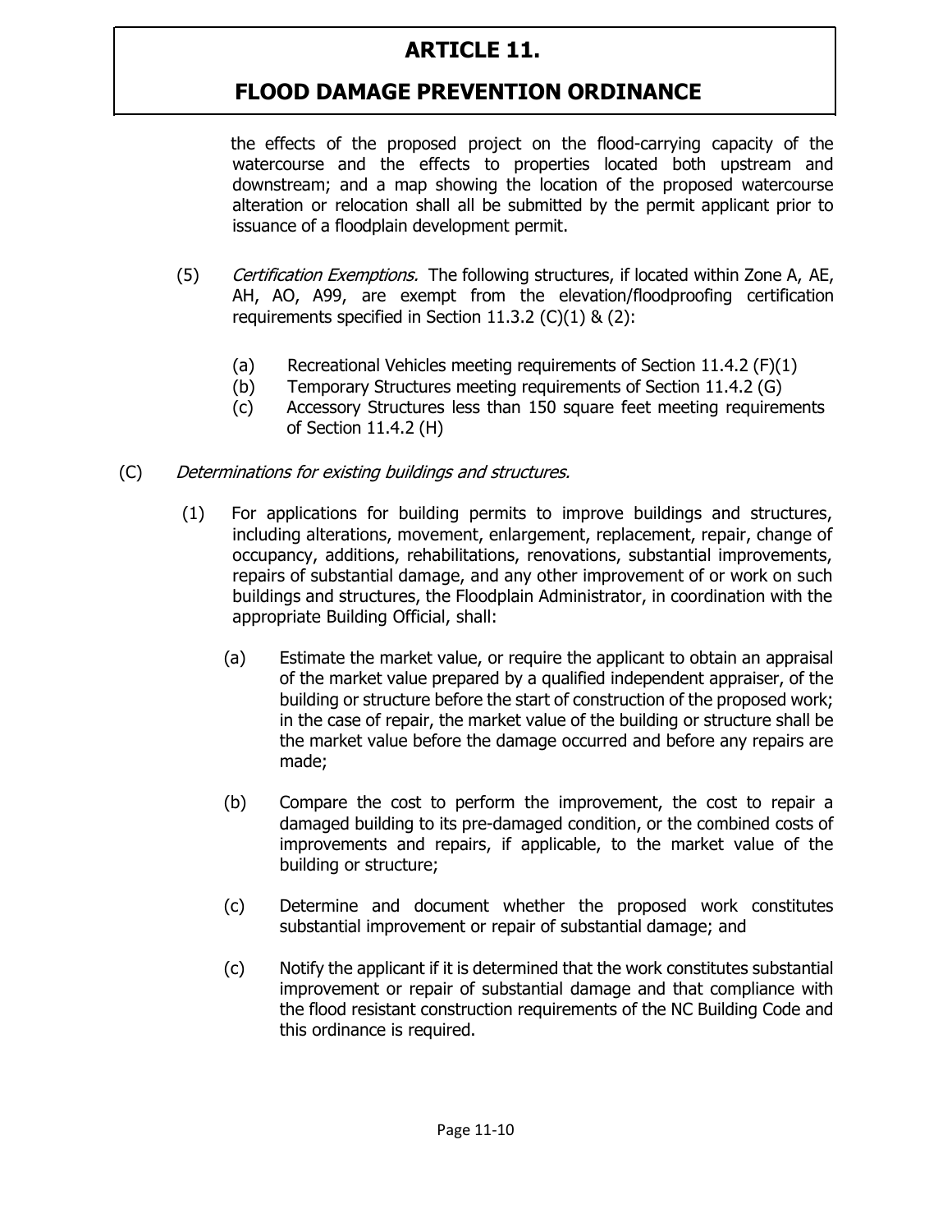the effects of the proposed project on the flood-carrying capacity of the watercourse and the effects to properties located both upstream and downstream; and a map showing the location of the proposed watercourse alteration or relocation shall all be submitted by the permit applicant prior to issuance of a floodplain development permit.

(5) *Certification Exemptions.* The following structures, if located within Zone A, AE, AH, AO, A99, are exempt from the elevation/floodproofing certification requirements specified in Section 11.3.2 (C)(1) & (2):

  (a) Recreational Vehicles meeting requirements of Section 11.4.2 (F)(1)
  (b) Temporary Structures meeting requirements of Section 11.4.2 (G)
  (c) Accessory Structures less than 150 square feet meeting requirements of Section 11.4.2 (H)

(C) *Determinations for existing buildings and structures.*

  (1) For applications for building permits to improve buildings and structures, including alterations, movement, enlargement, replacement, repair, change of occupancy, additions, rehabilitations, renovations, substantial improvements, repairs of substantial damage, and any other improvement of or work on such buildings and structures, the Floodplain Administrator, in coordination with the appropriate Building Official, shall:

    (a) Estimate the market value, or require the applicant to obtain an appraisal of the market value prepared by a qualified independent appraiser, of the building or structure before the start of construction of the proposed work; in the case of repair, the market value of the building or structure shall be the market value before the damage occurred and before any repairs are made;

    (b) Compare the cost to perform the improvement, the cost to repair a damaged building to its pre-damaged condition, or the combined costs of improvements and repairs, if applicable, to the market value of the building or structure;

    (c) Determine and document whether the proposed work constitutes substantial improvement or repair of substantial damage; and

    (c) Notify the applicant if it is determined that the work constitutes substantial improvement or repair of substantial damage and that compliance with the flood resistant construction requirements of the NC Building Code and this ordinance is required.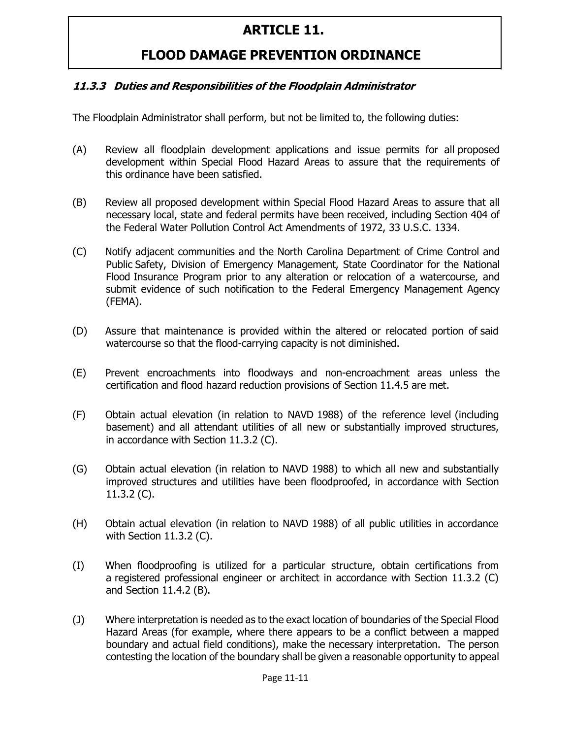# ARTICLE 11.

# FLOOD DAMAGE PREVENTION ORDINANCE

### *11.3.3 Duties and Responsibilities of the Floodplain Administrator*

The Floodplain Administrator shall perform, but not be limited to, the following duties:

(A) Review all floodplain development applications and issue permits for all proposed development within Special Flood Hazard Areas to assure that the requirements of this ordinance have been satisfied.

(B) Review all proposed development within Special Flood Hazard Areas to assure that all necessary local, state and federal permits have been received, including Section 404 of the Federal Water Pollution Control Act Amendments of 1972, 33 U.S.C. 1334.

(C) Notify adjacent communities and the North Carolina Department of Crime Control and Public Safety, Division of Emergency Management, State Coordinator for the National Flood Insurance Program prior to any alteration or relocation of a watercourse, and submit evidence of such notification to the Federal Emergency Management Agency (FEMA).

(D) Assure that maintenance is provided within the altered or relocated portion of said watercourse so that the flood-carrying capacity is not diminished.

(E) Prevent encroachments into floodways and non-encroachment areas unless the certification and flood hazard reduction provisions of Section 11.4.5 are met.

(F) Obtain actual elevation (in relation to NAVD 1988) of the reference level (including basement) and all attendant utilities of all new or substantially improved structures, in accordance with Section 11.3.2 (C).

(G) Obtain actual elevation (in relation to NAVD 1988) to which all new and substantially improved structures and utilities have been floodproofed, in accordance with Section 11.3.2 (C).

(H) Obtain actual elevation (in relation to NAVD 1988) of all public utilities in accordance with Section 11.3.2 (C).

(I) When floodproofing is utilized for a particular structure, obtain certifications from a registered professional engineer or architect in accordance with Section 11.3.2 (C) and Section 11.4.2 (B).

(J) Where interpretation is needed as to the exact location of boundaries of the Special Flood Hazard Areas (for example, where there appears to be a conflict between a mapped boundary and actual field conditions), make the necessary interpretation. The person contesting the location of the boundary shall be given a reasonable opportunity to appeal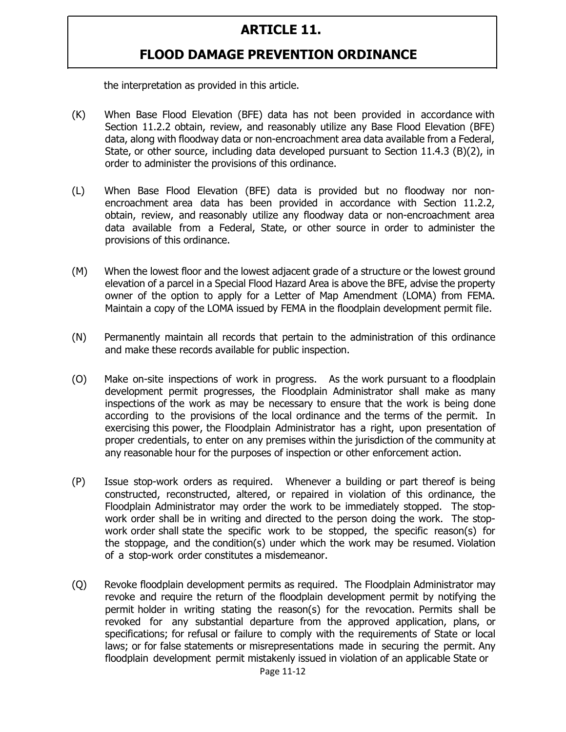the interpretation as provided in this article.

(K) When Base Flood Elevation (BFE) data has not been provided in accordance with Section 11.2.2 obtain, review, and reasonably utilize any Base Flood Elevation (BFE) data, along with floodway data or non-encroachment area data available from a Federal, State, or other source, including data developed pursuant to Section 11.4.3 (B)(2), in order to administer the provisions of this ordinance.

(L) When Base Flood Elevation (BFE) data is provided but no floodway nor non-encroachment area data has been provided in accordance with Section 11.2.2, obtain, review, and reasonably utilize any floodway data or non-encroachment area data available from a Federal, State, or other source in order to administer the provisions of this ordinance.

(M) When the lowest floor and the lowest adjacent grade of a structure or the lowest ground elevation of a parcel in a Special Flood Hazard Area is above the BFE, advise the property owner of the option to apply for a Letter of Map Amendment (LOMA) from FEMA. Maintain a copy of the LOMA issued by FEMA in the floodplain development permit file.

(N) Permanently maintain all records that pertain to the administration of this ordinance and make these records available for public inspection.

(O) Make on-site inspections of work in progress. As the work pursuant to a floodplain development permit progresses, the Floodplain Administrator shall make as many inspections of the work as may be necessary to ensure that the work is being done according to the provisions of the local ordinance and the terms of the permit. In exercising this power, the Floodplain Administrator has a right, upon presentation of proper credentials, to enter on any premises within the jurisdiction of the community at any reasonable hour for the purposes of inspection or other enforcement action.

(P) Issue stop-work orders as required. Whenever a building or part thereof is being constructed, reconstructed, altered, or repaired in violation of this ordinance, the Floodplain Administrator may order the work to be immediately stopped. The stop-work order shall be in writing and directed to the person doing the work. The stop-work order shall state the specific work to be stopped, the specific reason(s) for the stoppage, and the condition(s) under which the work may be resumed. Violation of a stop-work order constitutes a misdemeanor.

(Q) Revoke floodplain development permits as required. The Floodplain Administrator may revoke and require the return of the floodplain development permit by notifying the permit holder in writing stating the reason(s) for the revocation. Permits shall be revoked for any substantial departure from the approved application, plans, or specifications; for refusal or failure to comply with the requirements of State or local laws; or for false statements or misrepresentations made in securing the permit. Any floodplain development permit mistakenly issued in violation of an applicable State or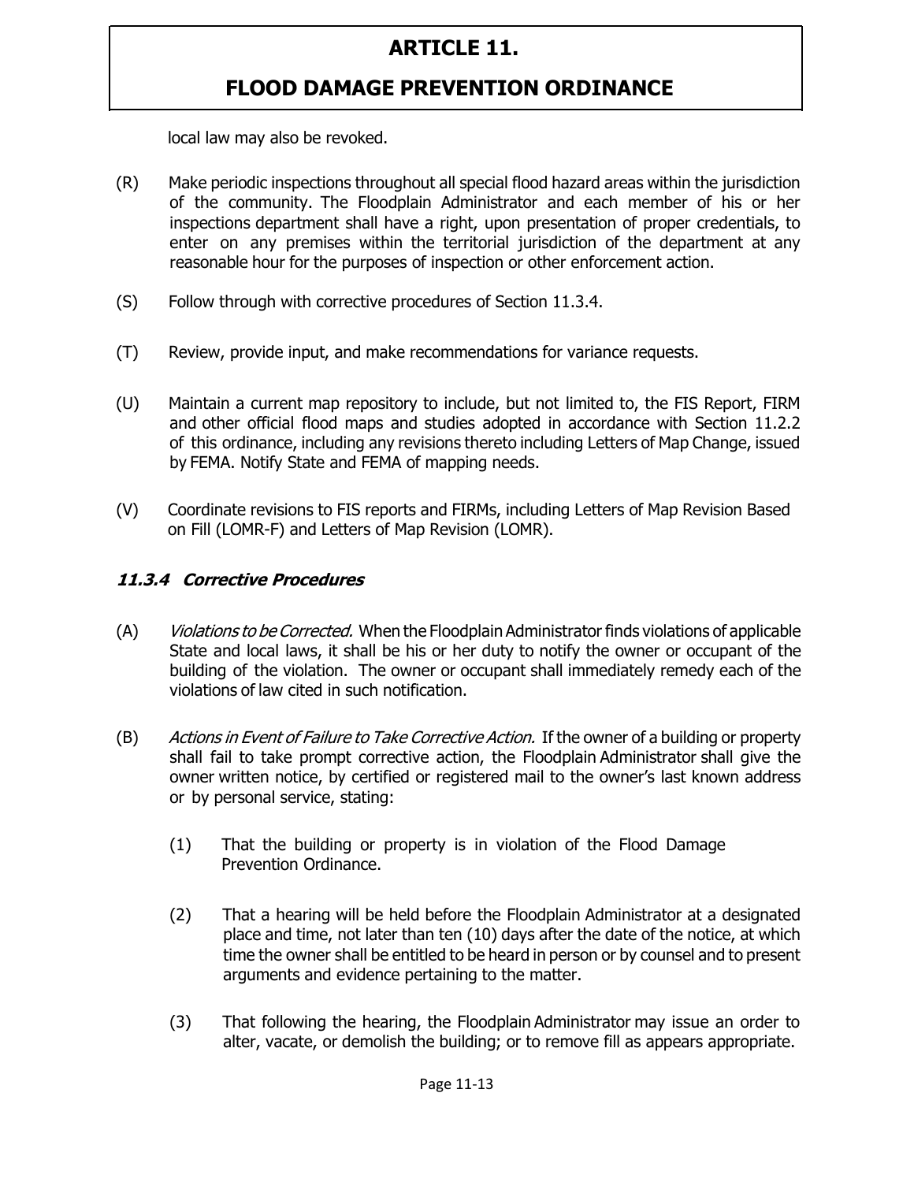local law may also be revoked.

(R) Make periodic inspections throughout all special flood hazard areas within the jurisdiction of the community. The Floodplain Administrator and each member of his or her inspections department shall have a right, upon presentation of proper credentials, to enter on any premises within the territorial jurisdiction of the department at any reasonable hour for the purposes of inspection or other enforcement action.

(S) Follow through with corrective procedures of Section 11.3.4.

(T) Review, provide input, and make recommendations for variance requests.

(U) Maintain a current map repository to include, but not limited to, the FIS Report, FIRM and other official flood maps and studies adopted in accordance with Section 11.2.2 of this ordinance, including any revisions thereto including Letters of Map Change, issued by FEMA. Notify State and FEMA of mapping needs.

(V) Coordinate revisions to FIS reports and FIRMs, including Letters of Map Revision Based on Fill (LOMR-F) and Letters of Map Revision (LOMR).

### *11.3.4 Corrective Procedures*

(A) *Violations to be Corrected.* When the Floodplain Administrator finds violations of applicable State and local laws, it shall be his or her duty to notify the owner or occupant of the building of the violation. The owner or occupant shall immediately remedy each of the violations of law cited in such notification.

(B) *Actions in Event of Failure to Take Corrective Action.* If the owner of a building or property shall fail to take prompt corrective action, the Floodplain Administrator shall give the owner written notice, by certified or registered mail to the owner's last known address or by personal service, stating:

(1) That the building or property is in violation of the Flood Damage Prevention Ordinance.

(2) That a hearing will be held before the Floodplain Administrator at a designated place and time, not later than ten (10) days after the date of the notice, at which time the owner shall be entitled to be heard in person or by counsel and to present arguments and evidence pertaining to the matter.

(3) That following the hearing, the Floodplain Administrator may issue an order to alter, vacate, or demolish the building; or to remove fill as appears appropriate.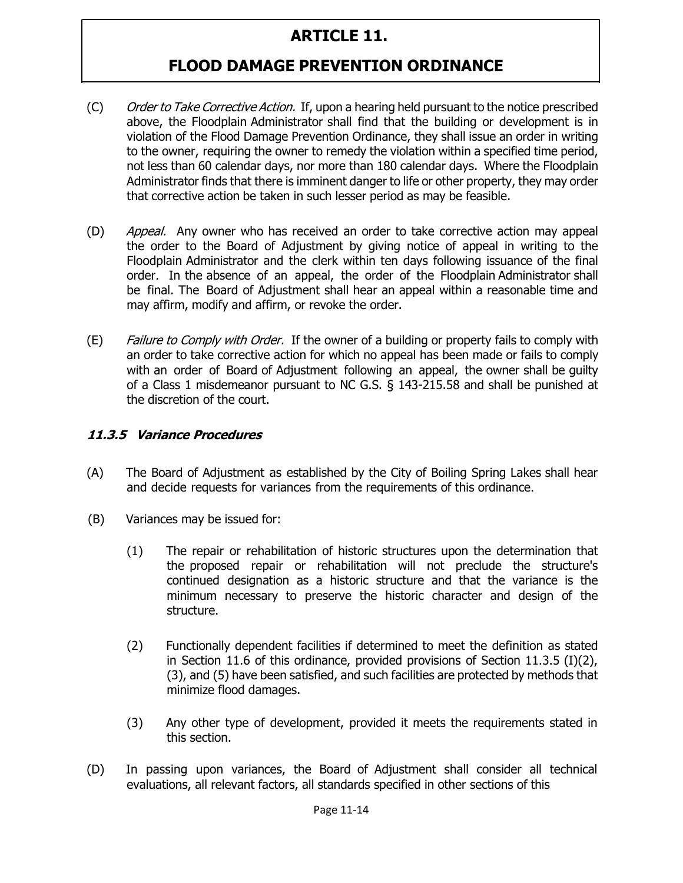(C) *Order to Take Corrective Action.* If, upon a hearing held pursuant to the notice prescribed above, the Floodplain Administrator shall find that the building or development is in violation of the Flood Damage Prevention Ordinance, they shall issue an order in writing to the owner, requiring the owner to remedy the violation within a specified time period, not less than 60 calendar days, nor more than 180 calendar days. Where the Floodplain Administrator finds that there is imminent danger to life or other property, they may order that corrective action be taken in such lesser period as may be feasible.

(D) *Appeal.* Any owner who has received an order to take corrective action may appeal the order to the Board of Adjustment by giving notice of appeal in writing to the Floodplain Administrator and the clerk within ten days following issuance of the final order. In the absence of an appeal, the order of the Floodplain Administrator shall be final. The Board of Adjustment shall hear an appeal within a reasonable time and may affirm, modify and affirm, or revoke the order.

(E) *Failure to Comply with Order.* If the owner of a building or property fails to comply with an order to take corrective action for which no appeal has been made or fails to comply with an order of Board of Adjustment following an appeal, the owner shall be guilty of a Class 1 misdemeanor pursuant to NC G.S. § 143-215.58 and shall be punished at the discretion of the court.

### *11.3.5 Variance Procedures*

(A) The Board of Adjustment as established by the City of Boiling Spring Lakes shall hear and decide requests for variances from the requirements of this ordinance.

(B) Variances may be issued for:

(1) The repair or rehabilitation of historic structures upon the determination that the proposed repair or rehabilitation will not preclude the structure's continued designation as a historic structure and that the variance is the minimum necessary to preserve the historic character and design of the structure.

(2) Functionally dependent facilities if determined to meet the definition as stated in Section 11.6 of this ordinance, provided provisions of Section 11.3.5 (I)(2), (3), and (5) have been satisfied, and such facilities are protected by methods that minimize flood damages.

(3) Any other type of development, provided it meets the requirements stated in this section.

(D) In passing upon variances, the Board of Adjustment shall consider all technical evaluations, all relevant factors, all standards specified in other sections of this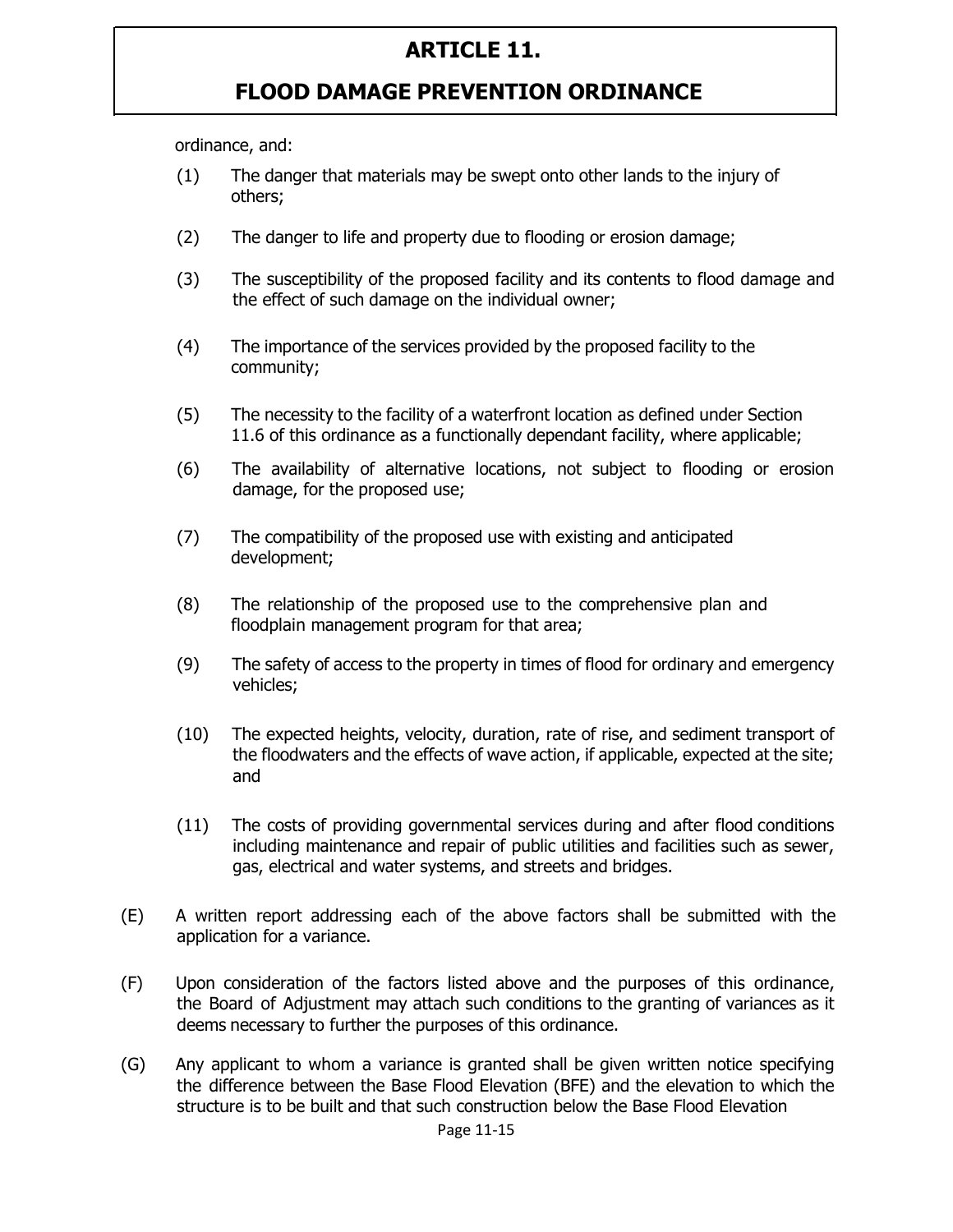ordinance, and:

(1) The danger that materials may be swept onto other lands to the injury of others;

(2) The danger to life and property due to flooding or erosion damage;

(3) The susceptibility of the proposed facility and its contents to flood damage and the effect of such damage on the individual owner;

(4) The importance of the services provided by the proposed facility to the community;

(5) The necessity to the facility of a waterfront location as defined under Section 11.6 of this ordinance as a functionally dependant facility, where applicable;

(6) The availability of alternative locations, not subject to flooding or erosion damage, for the proposed use;

(7) The compatibility of the proposed use with existing and anticipated development;

(8) The relationship of the proposed use to the comprehensive plan and floodplain management program for that area;

(9) The safety of access to the property in times of flood for ordinary and emergency vehicles;

(10) The expected heights, velocity, duration, rate of rise, and sediment transport of the floodwaters and the effects of wave action, if applicable, expected at the site; and

(11) The costs of providing governmental services during and after flood conditions including maintenance and repair of public utilities and facilities such as sewer, gas, electrical and water systems, and streets and bridges.

(E) A written report addressing each of the above factors shall be submitted with the application for a variance.

(F) Upon consideration of the factors listed above and the purposes of this ordinance, the Board of Adjustment may attach such conditions to the granting of variances as it deems necessary to further the purposes of this ordinance.

(G) Any applicant to whom a variance is granted shall be given written notice specifying the difference between the Base Flood Elevation (BFE) and the elevation to which the structure is to be built and that such construction below the Base Flood Elevation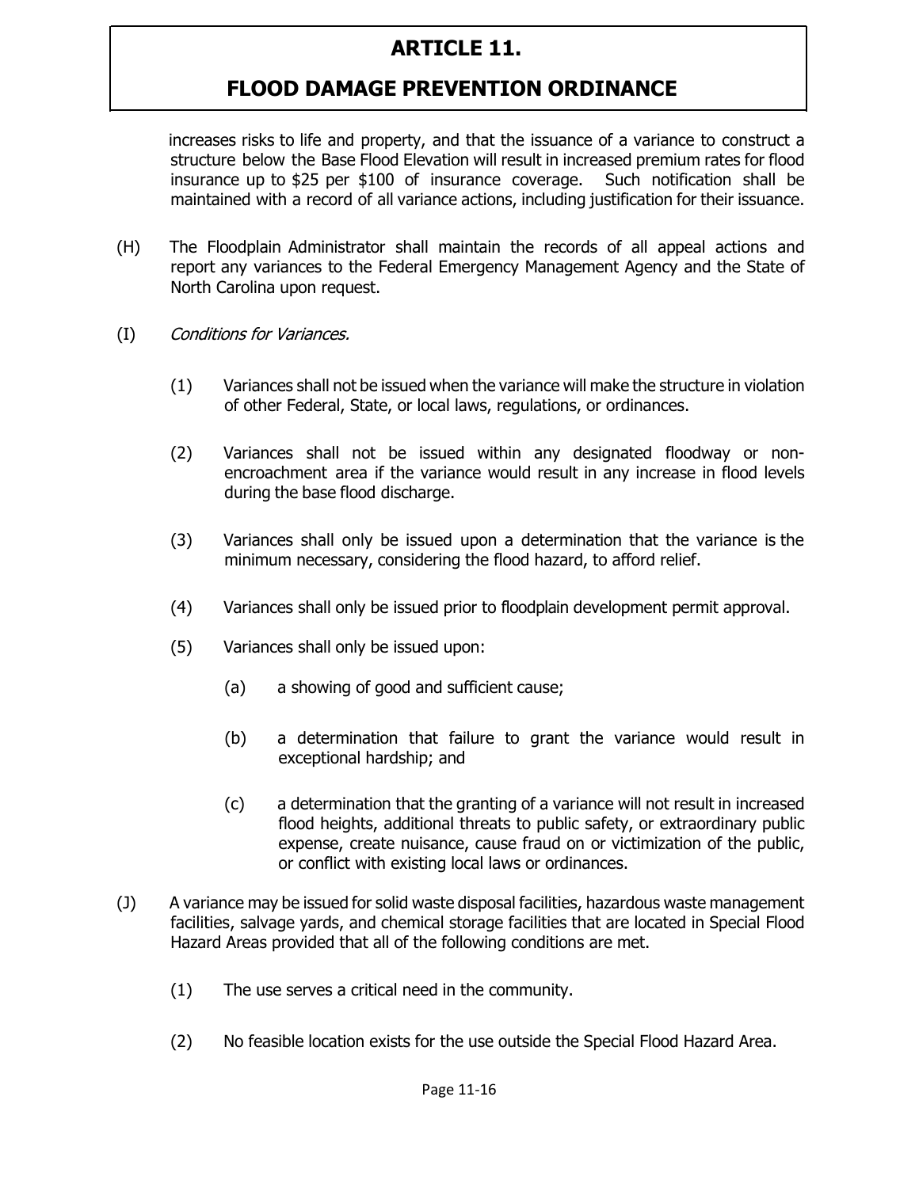increases risks to life and property, and that the issuance of a variance to construct a structure below the Base Flood Elevation will result in increased premium rates for flood insurance up to $25 per $100 of insurance coverage. Such notification shall be maintained with a record of all variance actions, including justification for their issuance.

(H) The Floodplain Administrator shall maintain the records of all appeal actions and report any variances to the Federal Emergency Management Agency and the State of North Carolina upon request.

(I) *Conditions for Variances.*

(1) Variances shall not be issued when the variance will make the structure in violation of other Federal, State, or local laws, regulations, or ordinances.

(2) Variances shall not be issued within any designated floodway or non-encroachment area if the variance would result in any increase in flood levels during the base flood discharge.

(3) Variances shall only be issued upon a determination that the variance is the minimum necessary, considering the flood hazard, to afford relief.

(4) Variances shall only be issued prior to floodplain development permit approval.

(5) Variances shall only be issued upon:

(a) a showing of good and sufficient cause;

(b) a determination that failure to grant the variance would result in exceptional hardship; and

(c) a determination that the granting of a variance will not result in increased flood heights, additional threats to public safety, or extraordinary public expense, create nuisance, cause fraud on or victimization of the public, or conflict with existing local laws or ordinances.

(J) A variance may be issued for solid waste disposal facilities, hazardous waste management facilities, salvage yards, and chemical storage facilities that are located in Special Flood Hazard Areas provided that all of the following conditions are met.

(1) The use serves a critical need in the community.

(2) No feasible location exists for the use outside the Special Flood Hazard Area.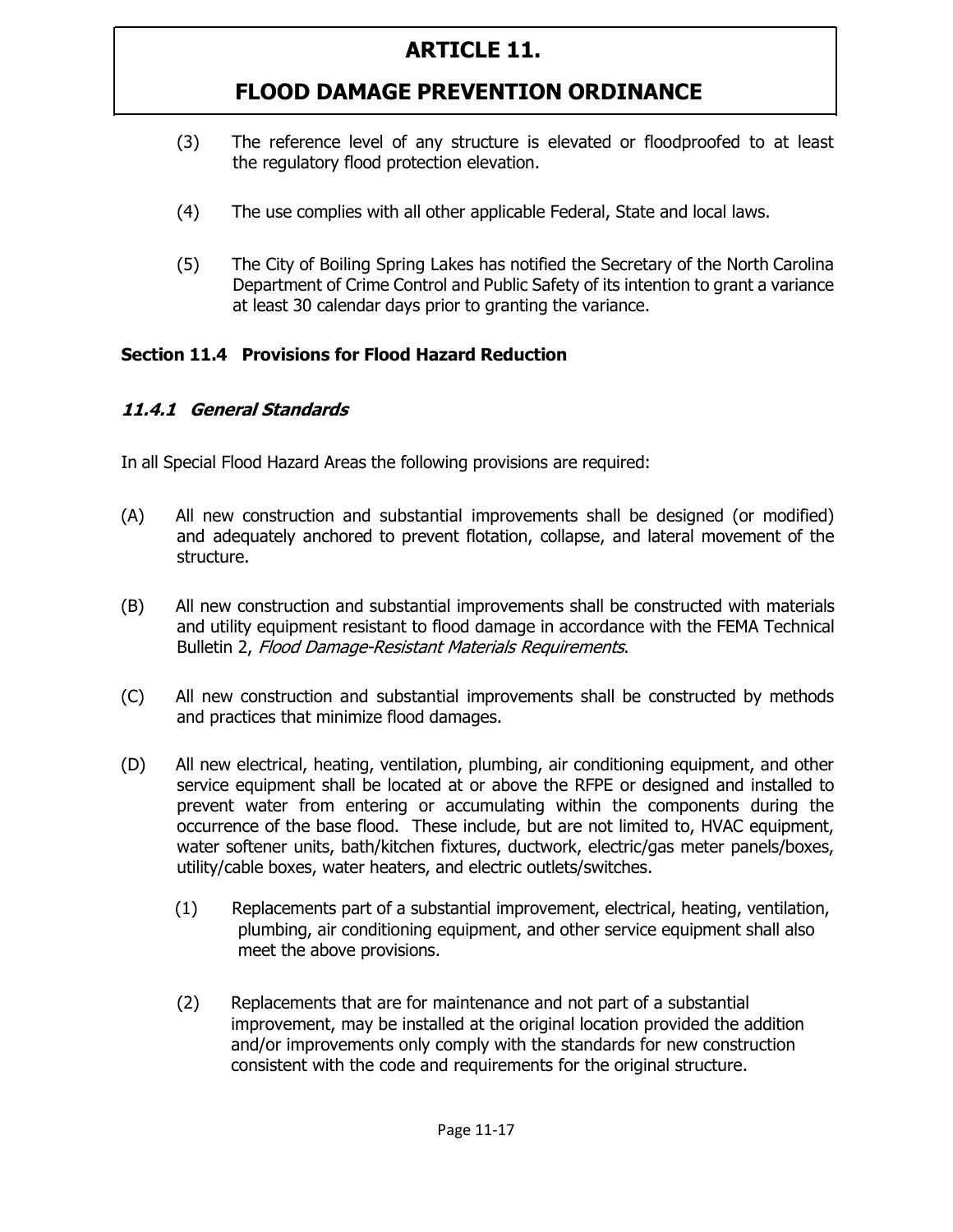(3) The reference level of any structure is elevated or floodproofed to at least the regulatory flood protection elevation.

(4) The use complies with all other applicable Federal, State and local laws.

(5) The City of Boiling Spring Lakes has notified the Secretary of the North Carolina Department of Crime Control and Public Safety of its intention to grant a variance at least 30 calendar days prior to granting the variance.

## Section 11.4 Provisions for Flood Hazard Reduction

### *11.4.1 General Standards*

In all Special Flood Hazard Areas the following provisions are required:

(A) All new construction and substantial improvements shall be designed (or modified) and adequately anchored to prevent flotation, collapse, and lateral movement of the structure.

(B) All new construction and substantial improvements shall be constructed with materials and utility equipment resistant to flood damage in accordance with the FEMA Technical Bulletin 2, *Flood Damage-Resistant Materials Requirements*.

(C) All new construction and substantial improvements shall be constructed by methods and practices that minimize flood damages.

(D) All new electrical, heating, ventilation, plumbing, air conditioning equipment, and other service equipment shall be located at or above the RFPE or designed and installed to prevent water from entering or accumulating within the components during the occurrence of the base flood. These include, but are not limited to, HVAC equipment, water softener units, bath/kitchen fixtures, ductwork, electric/gas meter panels/boxes, utility/cable boxes, water heaters, and electric outlets/switches.

(1) Replacements part of a substantial improvement, electrical, heating, ventilation, plumbing, air conditioning equipment, and other service equipment shall also meet the above provisions.

(2) Replacements that are for maintenance and not part of a substantial improvement, may be installed at the original location provided the addition and/or improvements only comply with the standards for new construction consistent with the code and requirements for the original structure.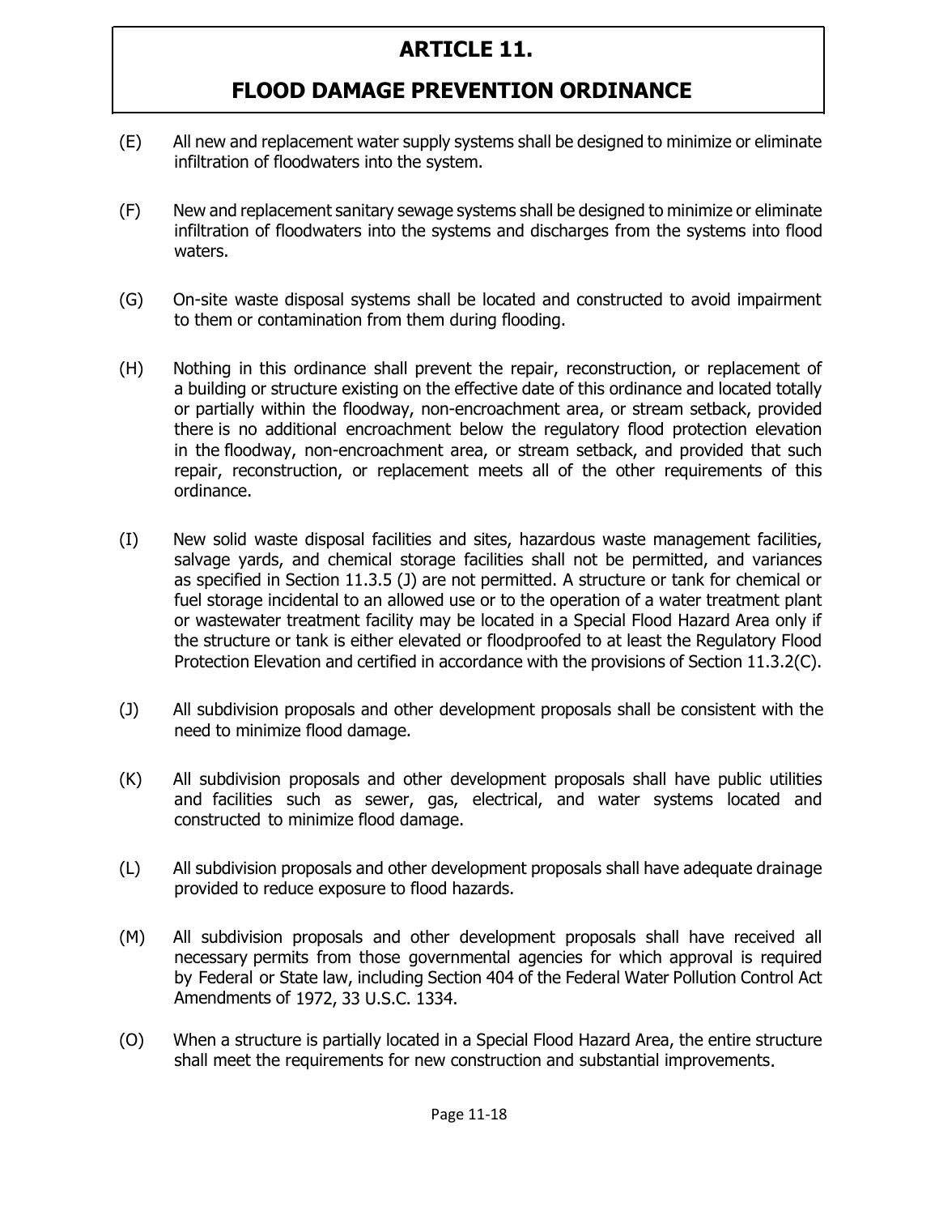(E) All new and replacement water supply systems shall be designed to minimize or eliminate infiltration of floodwaters into the system.

(F) New and replacement sanitary sewage systems shall be designed to minimize or eliminate infiltration of floodwaters into the systems and discharges from the systems into flood waters.

(G) On-site waste disposal systems shall be located and constructed to avoid impairment to them or contamination from them during flooding.

(H) Nothing in this ordinance shall prevent the repair, reconstruction, or replacement of a building or structure existing on the effective date of this ordinance and located totally or partially within the floodway, non-encroachment area, or stream setback, provided there is no additional encroachment below the regulatory flood protection elevation in the floodway, non-encroachment area, or stream setback, and provided that such repair, reconstruction, or replacement meets all of the other requirements of this ordinance.

(I) New solid waste disposal facilities and sites, hazardous waste management facilities, salvage yards, and chemical storage facilities shall not be permitted, and variances as specified in Section 11.3.5 (J) are not permitted. A structure or tank for chemical or fuel storage incidental to an allowed use or to the operation of a water treatment plant or wastewater treatment facility may be located in a Special Flood Hazard Area only if the structure or tank is either elevated or floodproofed to at least the Regulatory Flood Protection Elevation and certified in accordance with the provisions of Section 11.3.2(C).

(J) All subdivision proposals and other development proposals shall be consistent with the need to minimize flood damage.

(K) All subdivision proposals and other development proposals shall have public utilities and facilities such as sewer, gas, electrical, and water systems located and constructed to minimize flood damage.

(L) All subdivision proposals and other development proposals shall have adequate drainage provided to reduce exposure to flood hazards.

(M) All subdivision proposals and other development proposals shall have received all necessary permits from those governmental agencies for which approval is required by Federal or State law, including Section 404 of the Federal Water Pollution Control Act Amendments of 1972, 33 U.S.C. 1334.

(O) When a structure is partially located in a Special Flood Hazard Area, the entire structure shall meet the requirements for new construction and substantial improvements.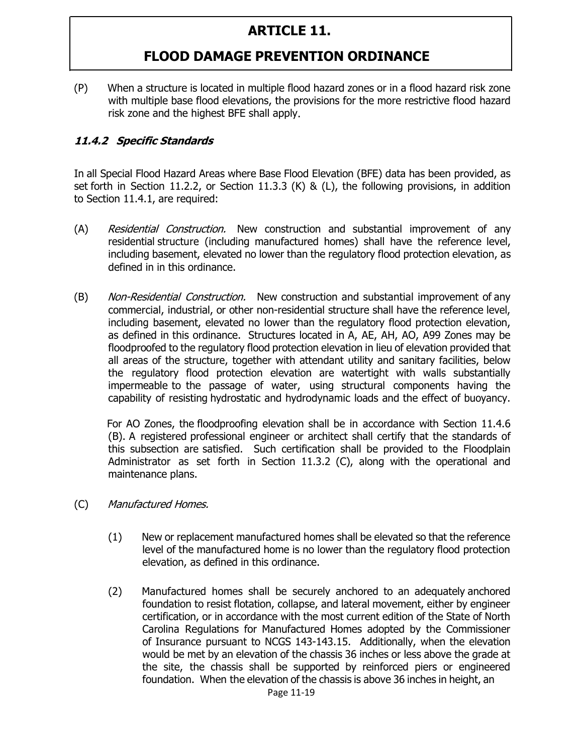(P) When a structure is located in multiple flood hazard zones or in a flood hazard risk zone with multiple base flood elevations, the provisions for the more restrictive flood hazard risk zone and the highest BFE shall apply.

### *11.4.2 Specific Standards*

In all Special Flood Hazard Areas where Base Flood Elevation (BFE) data has been provided, as set forth in Section 11.2.2, or Section 11.3.3 (K) & (L), the following provisions, in addition to Section 11.4.1, are required:

(A) *Residential Construction.* New construction and substantial improvement of any residential structure (including manufactured homes) shall have the reference level, including basement, elevated no lower than the regulatory flood protection elevation, as defined in in this ordinance.

(B) *Non-Residential Construction.* New construction and substantial improvement of any commercial, industrial, or other non-residential structure shall have the reference level, including basement, elevated no lower than the regulatory flood protection elevation, as defined in this ordinance. Structures located in A, AE, AH, AO, A99 Zones may be floodproofed to the regulatory flood protection elevation in lieu of elevation provided that all areas of the structure, together with attendant utility and sanitary facilities, below the regulatory flood protection elevation are watertight with walls substantially impermeable to the passage of water, using structural components having the capability of resisting hydrostatic and hydrodynamic loads and the effect of buoyancy.

For AO Zones, the floodproofing elevation shall be in accordance with Section 11.4.6 (B). A registered professional engineer or architect shall certify that the standards of this subsection are satisfied. Such certification shall be provided to the Floodplain Administrator as set forth in Section 11.3.2 (C), along with the operational and maintenance plans.

(C) *Manufactured Homes.*

(1) New or replacement manufactured homes shall be elevated so that the reference level of the manufactured home is no lower than the regulatory flood protection elevation, as defined in this ordinance.

(2) Manufactured homes shall be securely anchored to an adequately anchored foundation to resist flotation, collapse, and lateral movement, either by engineer certification, or in accordance with the most current edition of the State of North Carolina Regulations for Manufactured Homes adopted by the Commissioner of Insurance pursuant to NCGS 143-143.15. Additionally, when the elevation would be met by an elevation of the chassis 36 inches or less above the grade at the site, the chassis shall be supported by reinforced piers or engineered foundation. When the elevation of the chassis is above 36 inches in height, an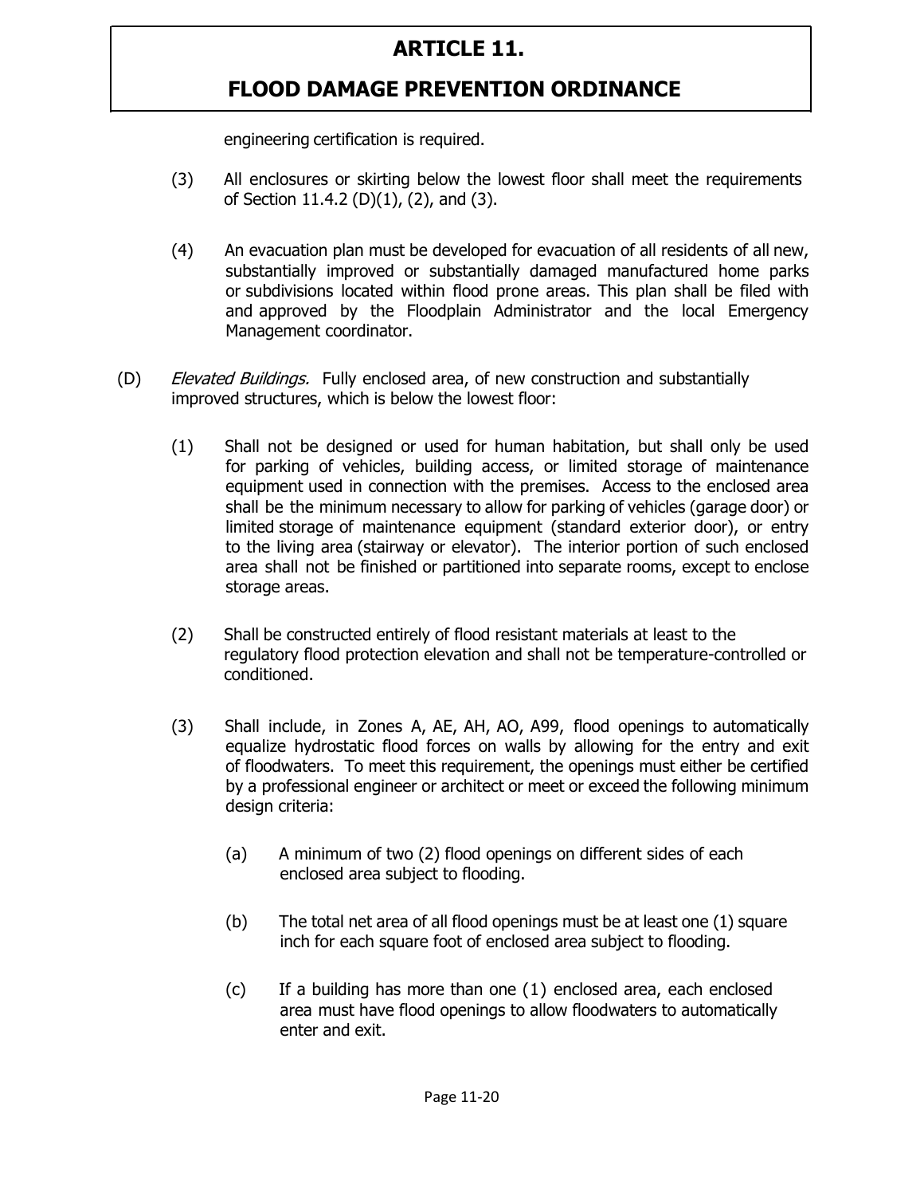engineering certification is required.

(3) All enclosures or skirting below the lowest floor shall meet the requirements of Section 11.4.2 (D)(1), (2), and (3).

(4) An evacuation plan must be developed for evacuation of all residents of all new, substantially improved or substantially damaged manufactured home parks or subdivisions located within flood prone areas. This plan shall be filed with and approved by the Floodplain Administrator and the local Emergency Management coordinator.

(D) *Elevated Buildings.* Fully enclosed area, of new construction and substantially improved structures, which is below the lowest floor:

(1) Shall not be designed or used for human habitation, but shall only be used for parking of vehicles, building access, or limited storage of maintenance equipment used in connection with the premises. Access to the enclosed area shall be the minimum necessary to allow for parking of vehicles (garage door) or limited storage of maintenance equipment (standard exterior door), or entry to the living area (stairway or elevator). The interior portion of such enclosed area shall not be finished or partitioned into separate rooms, except to enclose storage areas.

(2) Shall be constructed entirely of flood resistant materials at least to the regulatory flood protection elevation and shall not be temperature-controlled or conditioned.

(3) Shall include, in Zones A, AE, AH, AO, A99, flood openings to automatically equalize hydrostatic flood forces on walls by allowing for the entry and exit of floodwaters. To meet this requirement, the openings must either be certified by a professional engineer or architect or meet or exceed the following minimum design criteria:

(a) A minimum of two (2) flood openings on different sides of each enclosed area subject to flooding.

(b) The total net area of all flood openings must be at least one (1) square inch for each square foot of enclosed area subject to flooding.

(c) If a building has more than one (1) enclosed area, each enclosed area must have flood openings to allow floodwaters to automatically enter and exit.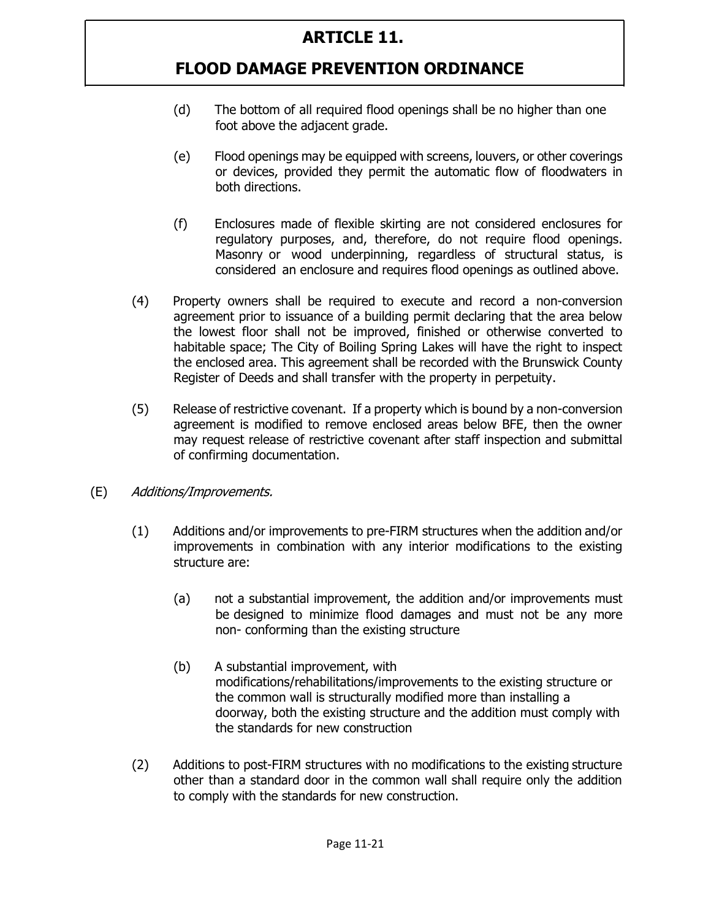(d) The bottom of all required flood openings shall be no higher than one foot above the adjacent grade.

(e) Flood openings may be equipped with screens, louvers, or other coverings or devices, provided they permit the automatic flow of floodwaters in both directions.

(f) Enclosures made of flexible skirting are not considered enclosures for regulatory purposes, and, therefore, do not require flood openings. Masonry or wood underpinning, regardless of structural status, is considered an enclosure and requires flood openings as outlined above.

(4) Property owners shall be required to execute and record a non-conversion agreement prior to issuance of a building permit declaring that the area below the lowest floor shall not be improved, finished or otherwise converted to habitable space; The City of Boiling Spring Lakes will have the right to inspect the enclosed area. This agreement shall be recorded with the Brunswick County Register of Deeds and shall transfer with the property in perpetuity.

(5) Release of restrictive covenant. If a property which is bound by a non-conversion agreement is modified to remove enclosed areas below BFE, then the owner may request release of restrictive covenant after staff inspection and submittal of confirming documentation.

(E) *Additions/Improvements.*

(1) Additions and/or improvements to pre-FIRM structures when the addition and/or improvements in combination with any interior modifications to the existing structure are:

(a) not a substantial improvement, the addition and/or improvements must be designed to minimize flood damages and must not be any more non- conforming than the existing structure

(b) A substantial improvement, with modifications/rehabilitations/improvements to the existing structure or the common wall is structurally modified more than installing a doorway, both the existing structure and the addition must comply with the standards for new construction

(2) Additions to post-FIRM structures with no modifications to the existing structure other than a standard door in the common wall shall require only the addition to comply with the standards for new construction.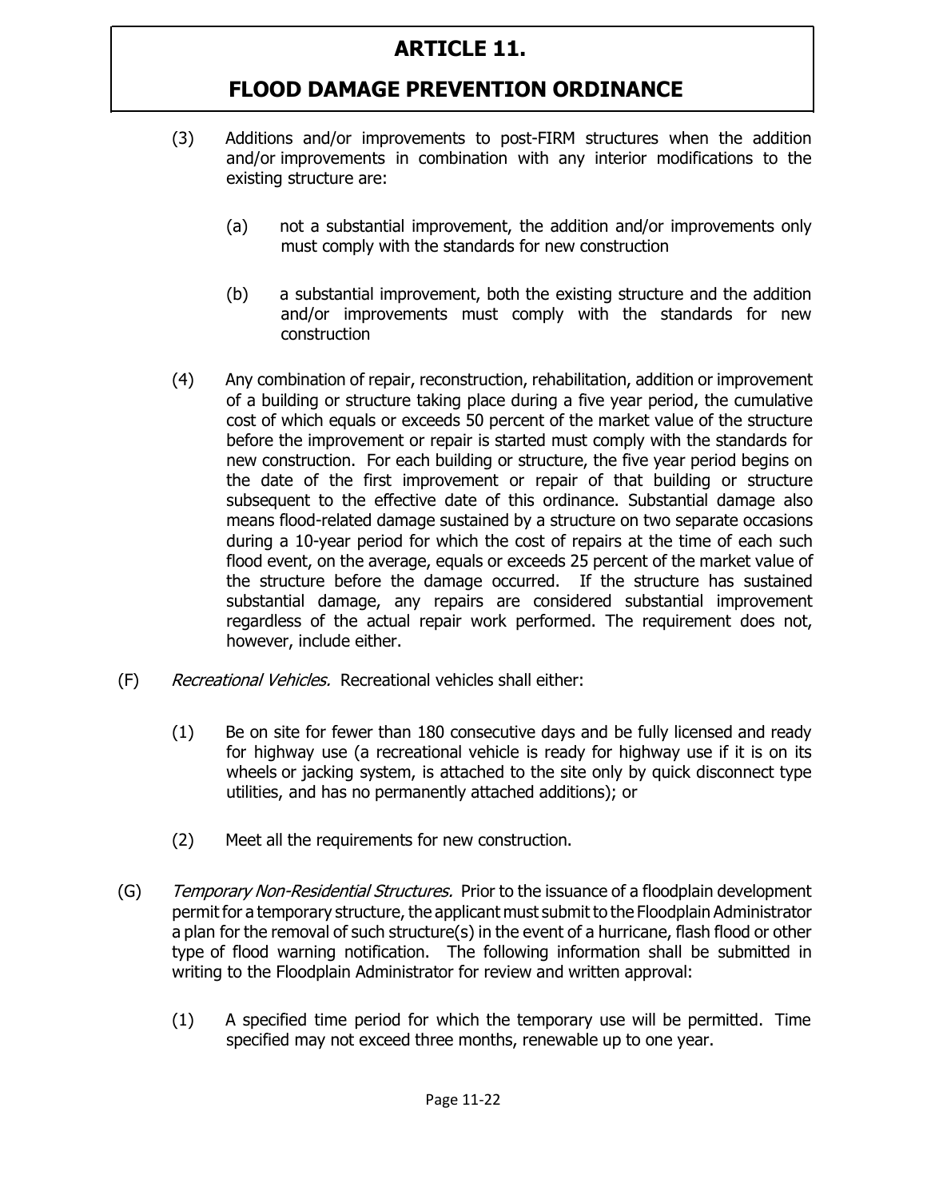(3) Additions and/or improvements to post-FIRM structures when the addition and/or improvements in combination with any interior modifications to the existing structure are:

(a) not a substantial improvement, the addition and/or improvements only must comply with the standards for new construction

(b) a substantial improvement, both the existing structure and the addition and/or improvements must comply with the standards for new construction

(4) Any combination of repair, reconstruction, rehabilitation, addition or improvement of a building or structure taking place during a five year period, the cumulative cost of which equals or exceeds 50 percent of the market value of the structure before the improvement or repair is started must comply with the standards for new construction. For each building or structure, the five year period begins on the date of the first improvement or repair of that building or structure subsequent to the effective date of this ordinance. Substantial damage also means flood-related damage sustained by a structure on two separate occasions during a 10-year period for which the cost of repairs at the time of each such flood event, on the average, equals or exceeds 25 percent of the market value of the structure before the damage occurred. If the structure has sustained substantial damage, any repairs are considered substantial improvement regardless of the actual repair work performed. The requirement does not, however, include either.

(F) *Recreational Vehicles.* Recreational vehicles shall either:

(1) Be on site for fewer than 180 consecutive days and be fully licensed and ready for highway use (a recreational vehicle is ready for highway use if it is on its wheels or jacking system, is attached to the site only by quick disconnect type utilities, and has no permanently attached additions); or

(2) Meet all the requirements for new construction.

(G) *Temporary Non-Residential Structures.* Prior to the issuance of a floodplain development permit for a temporary structure, the applicant must submit to the Floodplain Administrator a plan for the removal of such structure(s) in the event of a hurricane, flash flood or other type of flood warning notification. The following information shall be submitted in writing to the Floodplain Administrator for review and written approval:

(1) A specified time period for which the temporary use will be permitted. Time specified may not exceed three months, renewable up to one year.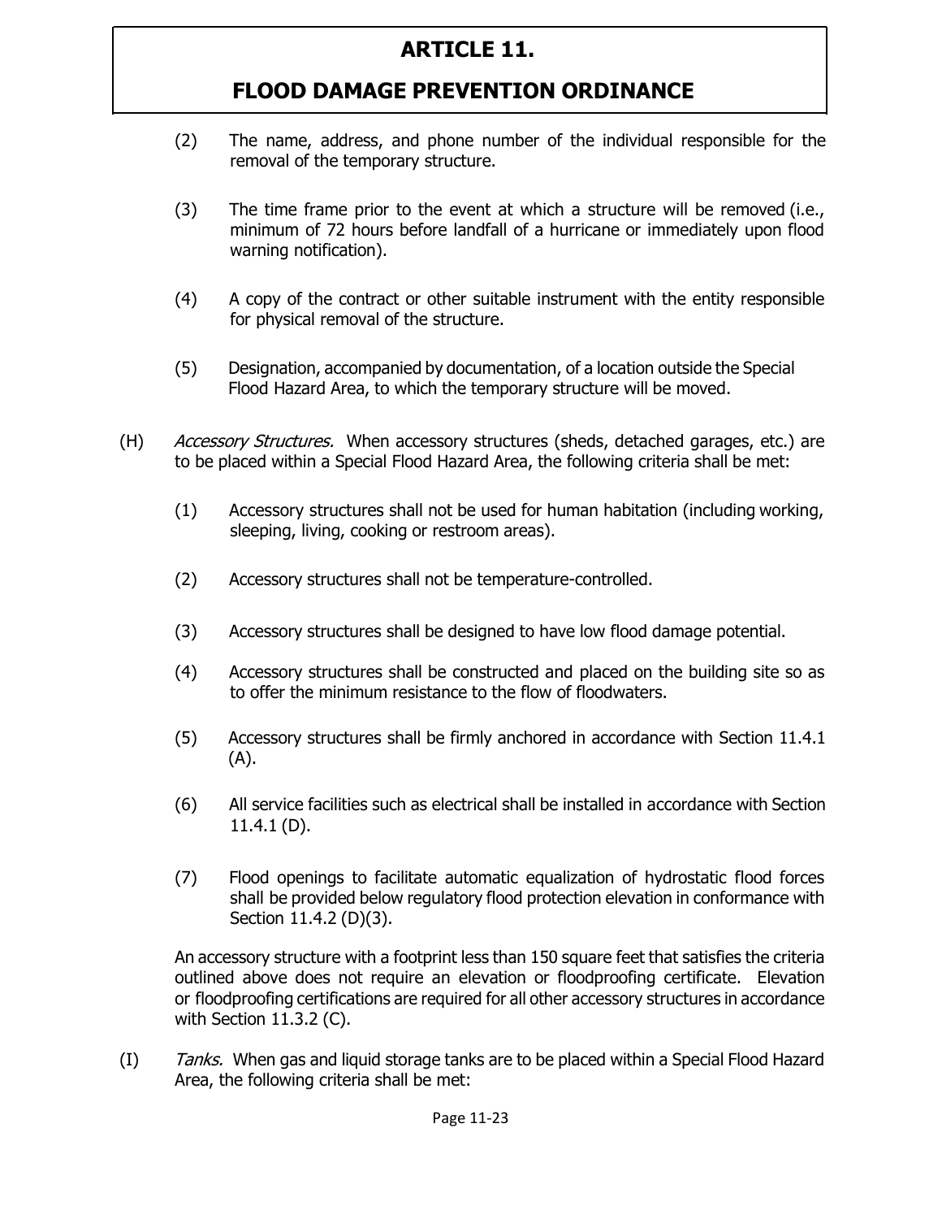(2) The name, address, and phone number of the individual responsible for the removal of the temporary structure.

(3) The time frame prior to the event at which a structure will be removed (i.e., minimum of 72 hours before landfall of a hurricane or immediately upon flood warning notification).

(4) A copy of the contract or other suitable instrument with the entity responsible for physical removal of the structure.

(5) Designation, accompanied by documentation, of a location outside the Special Flood Hazard Area, to which the temporary structure will be moved.

(H) *Accessory Structures.* When accessory structures (sheds, detached garages, etc.) are to be placed within a Special Flood Hazard Area, the following criteria shall be met:

(1) Accessory structures shall not be used for human habitation (including working, sleeping, living, cooking or restroom areas).

(2) Accessory structures shall not be temperature-controlled.

(3) Accessory structures shall be designed to have low flood damage potential.

(4) Accessory structures shall be constructed and placed on the building site so as to offer the minimum resistance to the flow of floodwaters.

(5) Accessory structures shall be firmly anchored in accordance with Section 11.4.1 (A).

(6) All service facilities such as electrical shall be installed in accordance with Section 11.4.1 (D).

(7) Flood openings to facilitate automatic equalization of hydrostatic flood forces shall be provided below regulatory flood protection elevation in conformance with Section 11.4.2 (D)(3).

An accessory structure with a footprint less than 150 square feet that satisfies the criteria outlined above does not require an elevation or floodproofing certificate. Elevation or floodproofing certifications are required for all other accessory structures in accordance with Section 11.3.2 (C).

(I) *Tanks.* When gas and liquid storage tanks are to be placed within a Special Flood Hazard Area, the following criteria shall be met: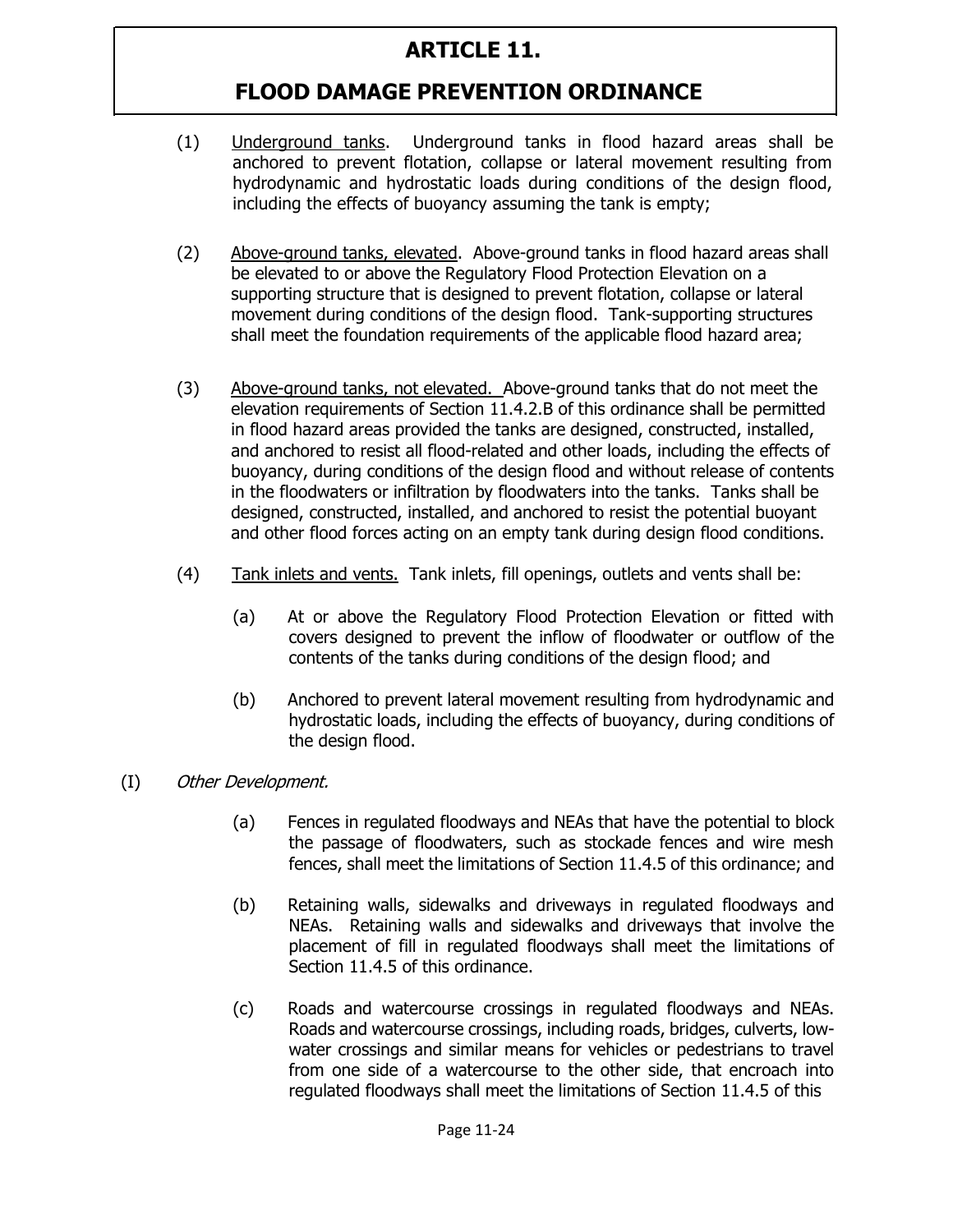(1) Underground tanks. Underground tanks in flood hazard areas shall be anchored to prevent flotation, collapse or lateral movement resulting from hydrodynamic and hydrostatic loads during conditions of the design flood, including the effects of buoyancy assuming the tank is empty;

(2) Above-ground tanks, elevated. Above-ground tanks in flood hazard areas shall be elevated to or above the Regulatory Flood Protection Elevation on a supporting structure that is designed to prevent flotation, collapse or lateral movement during conditions of the design flood. Tank-supporting structures shall meet the foundation requirements of the applicable flood hazard area;

(3) Above-ground tanks, not elevated. Above-ground tanks that do not meet the elevation requirements of Section 11.4.2.B of this ordinance shall be permitted in flood hazard areas provided the tanks are designed, constructed, installed, and anchored to resist all flood-related and other loads, including the effects of buoyancy, during conditions of the design flood and without release of contents in the floodwaters or infiltration by floodwaters into the tanks. Tanks shall be designed, constructed, installed, and anchored to resist the potential buoyant and other flood forces acting on an empty tank during design flood conditions.

(4) Tank inlets and vents. Tank inlets, fill openings, outlets and vents shall be:

(a) At or above the Regulatory Flood Protection Elevation or fitted with covers designed to prevent the inflow of floodwater or outflow of the contents of the tanks during conditions of the design flood; and

(b) Anchored to prevent lateral movement resulting from hydrodynamic and hydrostatic loads, including the effects of buoyancy, during conditions of the design flood.

(I) *Other Development.*

(a) Fences in regulated floodways and NEAs that have the potential to block the passage of floodwaters, such as stockade fences and wire mesh fences, shall meet the limitations of Section 11.4.5 of this ordinance; and

(b) Retaining walls, sidewalks and driveways in regulated floodways and NEAs. Retaining walls and sidewalks and driveways that involve the placement of fill in regulated floodways shall meet the limitations of Section 11.4.5 of this ordinance.

(c) Roads and watercourse crossings in regulated floodways and NEAs. Roads and watercourse crossings, including roads, bridges, culverts, low-water crossings and similar means for vehicles or pedestrians to travel from one side of a watercourse to the other side, that encroach into regulated floodways shall meet the limitations of Section 11.4.5 of this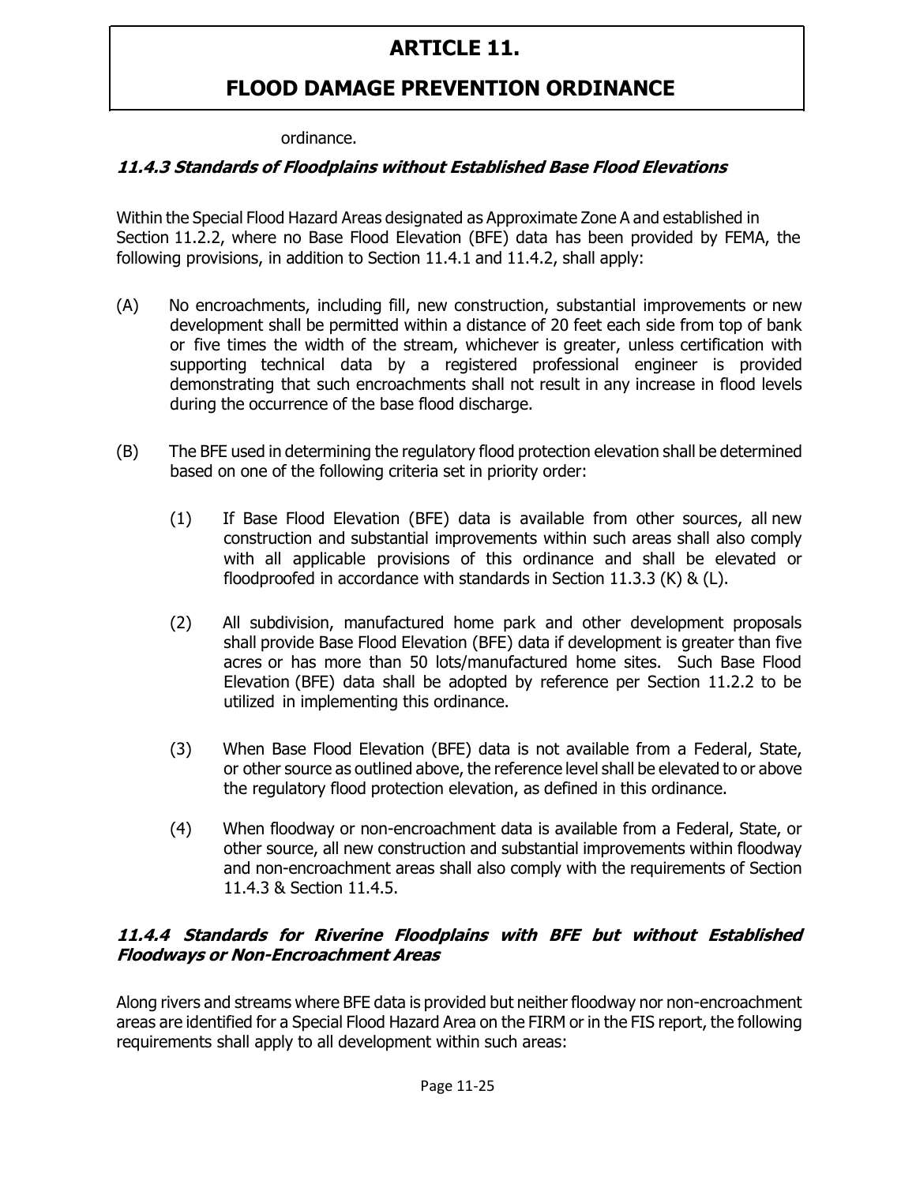ordinance.

#### *11.4.3 Standards of Floodplains without Established Base Flood Elevations*

Within the Special Flood Hazard Areas designated as Approximate Zone A and established in Section 11.2.2, where no Base Flood Elevation (BFE) data has been provided by FEMA, the following provisions, in addition to Section 11.4.1 and 11.4.2, shall apply:

(A) No encroachments, including fill, new construction, substantial improvements or new development shall be permitted within a distance of 20 feet each side from top of bank or five times the width of the stream, whichever is greater, unless certification with supporting technical data by a registered professional engineer is provided demonstrating that such encroachments shall not result in any increase in flood levels during the occurrence of the base flood discharge.

(B) The BFE used in determining the regulatory flood protection elevation shall be determined based on one of the following criteria set in priority order:

   (1) If Base Flood Elevation (BFE) data is available from other sources, all new construction and substantial improvements within such areas shall also comply with all applicable provisions of this ordinance and shall be elevated or floodproofed in accordance with standards in Section 11.3.3 (K) & (L).

   (2) All subdivision, manufactured home park and other development proposals shall provide Base Flood Elevation (BFE) data if development is greater than five acres or has more than 50 lots/manufactured home sites. Such Base Flood Elevation (BFE) data shall be adopted by reference per Section 11.2.2 to be utilized in implementing this ordinance.

   (3) When Base Flood Elevation (BFE) data is not available from a Federal, State, or other source as outlined above, the reference level shall be elevated to or above the regulatory flood protection elevation, as defined in this ordinance.

   (4) When floodway or non-encroachment data is available from a Federal, State, or other source, all new construction and substantial improvements within floodway and non-encroachment areas shall also comply with the requirements of Section 11.4.3 & Section 11.4.5.

#### *11.4.4 Standards for Riverine Floodplains with BFE but without Established Floodways or Non-Encroachment Areas*

Along rivers and streams where BFE data is provided but neither floodway nor non-encroachment areas are identified for a Special Flood Hazard Area on the FIRM or in the FIS report, the following requirements shall apply to all development within such areas: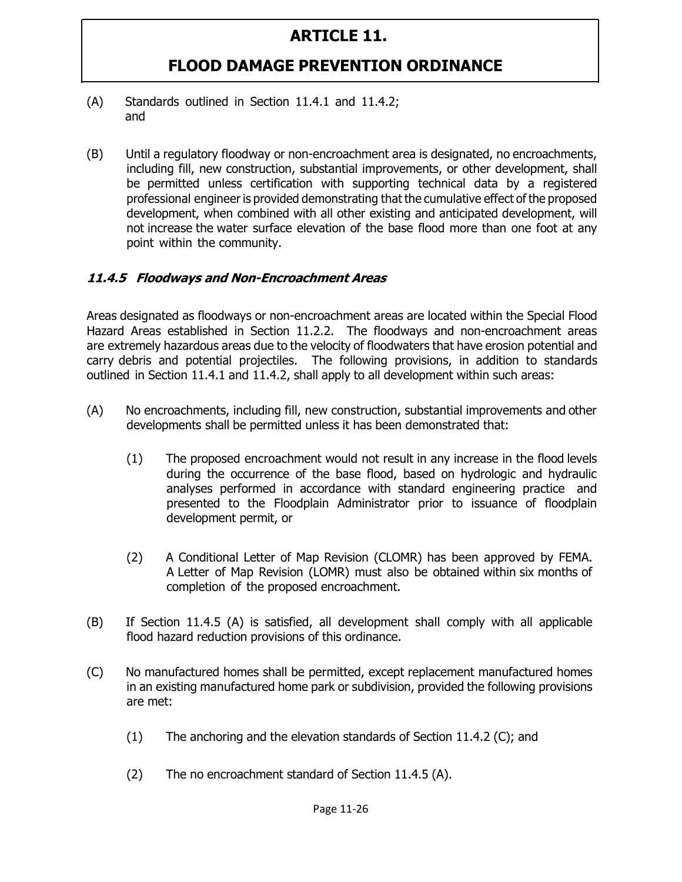(A) Standards outlined in Section 11.4.1 and 11.4.2; and

(B) Until a regulatory floodway or non-encroachment area is designated, no encroachments, including fill, new construction, substantial improvements, or other development, shall be permitted unless certification with supporting technical data by a registered professional engineer is provided demonstrating that the cumulative effect of the proposed development, when combined with all other existing and anticipated development, will not increase the water surface elevation of the base flood more than one foot at any point within the community.

### ***11.4.5 Floodways and Non-Encroachment Areas***

Areas designated as floodways or non-encroachment areas are located within the Special Flood Hazard Areas established in Section 11.2.2. The floodways and non-encroachment areas are extremely hazardous areas due to the velocity of floodwaters that have erosion potential and carry debris and potential projectiles. The following provisions, in addition to standards outlined in Section 11.4.1 and 11.4.2, shall apply to all development within such areas:

(A) No encroachments, including fill, new construction, substantial improvements and other developments shall be permitted unless it has been demonstrated that:

(1) The proposed encroachment would not result in any increase in the flood levels during the occurrence of the base flood, based on hydrologic and hydraulic analyses performed in accordance with standard engineering practice and presented to the Floodplain Administrator prior to issuance of floodplain development permit, or

(2) A Conditional Letter of Map Revision (CLOMR) has been approved by FEMA. A Letter of Map Revision (LOMR) must also be obtained within six months of completion of the proposed encroachment.

(B) If Section 11.4.5 (A) is satisfied, all development shall comply with all applicable flood hazard reduction provisions of this ordinance.

(C) No manufactured homes shall be permitted, except replacement manufactured homes in an existing manufactured home park or subdivision, provided the following provisions are met:

(1) The anchoring and the elevation standards of Section 11.4.2 (C); and

(2) The no encroachment standard of Section 11.4.5 (A).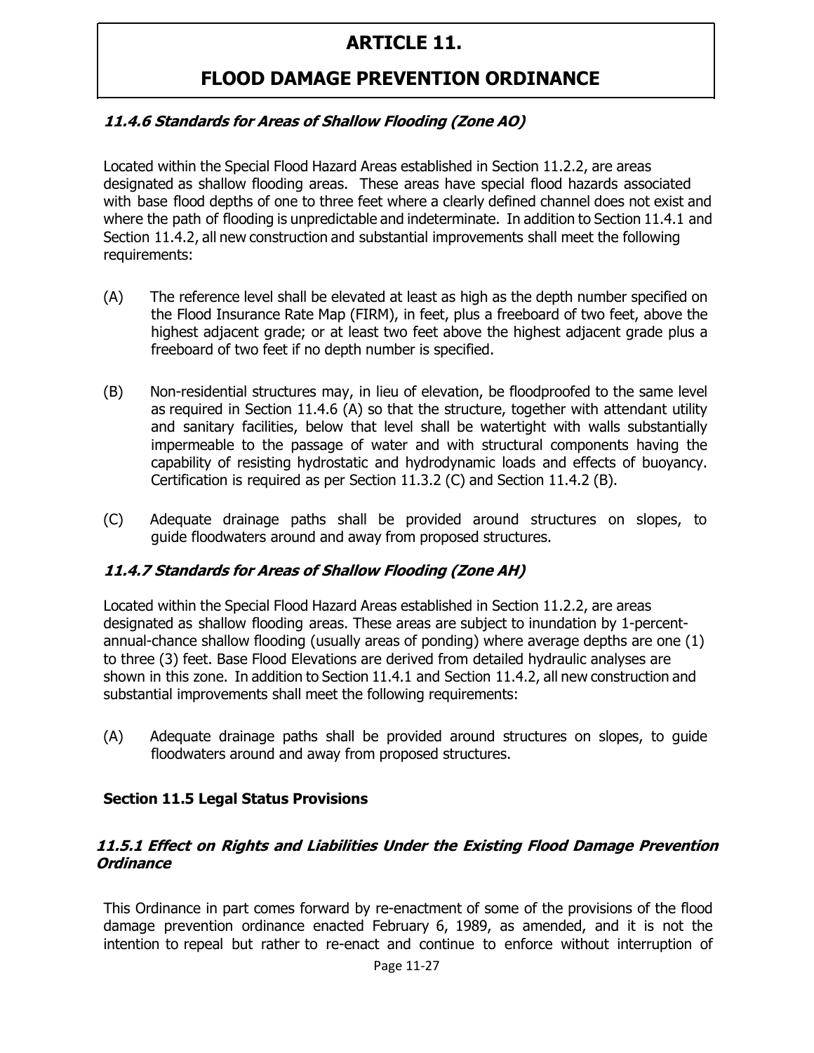#### *11.4.6 Standards for Areas of Shallow Flooding (Zone AO)*

Located within the Special Flood Hazard Areas established in Section 11.2.2, are areas designated as shallow flooding areas. These areas have special flood hazards associated with base flood depths of one to three feet where a clearly defined channel does not exist and where the path of flooding is unpredictable and indeterminate. In addition to Section 11.4.1 and Section 11.4.2, all new construction and substantial improvements shall meet the following requirements:

(A) The reference level shall be elevated at least as high as the depth number specified on the Flood Insurance Rate Map (FIRM), in feet, plus a freeboard of two feet, above the highest adjacent grade; or at least two feet above the highest adjacent grade plus a freeboard of two feet if no depth number is specified.

(B) Non-residential structures may, in lieu of elevation, be floodproofed to the same level as required in Section 11.4.6 (A) so that the structure, together with attendant utility and sanitary facilities, below that level shall be watertight with walls substantially impermeable to the passage of water and with structural components having the capability of resisting hydrostatic and hydrodynamic loads and effects of buoyancy. Certification is required as per Section 11.3.2 (C) and Section 11.4.2 (B).

(C) Adequate drainage paths shall be provided around structures on slopes, to guide floodwaters around and away from proposed structures.

#### *11.4.7 Standards for Areas of Shallow Flooding (Zone AH)*

Located within the Special Flood Hazard Areas established in Section 11.2.2, are areas designated as shallow flooding areas. These areas are subject to inundation by 1-percent-annual-chance shallow flooding (usually areas of ponding) where average depths are one (1) to three (3) feet. Base Flood Elevations are derived from detailed hydraulic analyses are shown in this zone. In addition to Section 11.4.1 and Section 11.4.2, all new construction and substantial improvements shall meet the following requirements:

(A) Adequate drainage paths shall be provided around structures on slopes, to guide floodwaters around and away from proposed structures.

### Section 11.5 Legal Status Provisions

#### *11.5.1 Effect on Rights and Liabilities Under the Existing Flood Damage Prevention Ordinance*

This Ordinance in part comes forward by re-enactment of some of the provisions of the flood damage prevention ordinance enacted February 6, 1989, as amended, and it is not the intention to repeal but rather to re-enact and continue to enforce without interruption of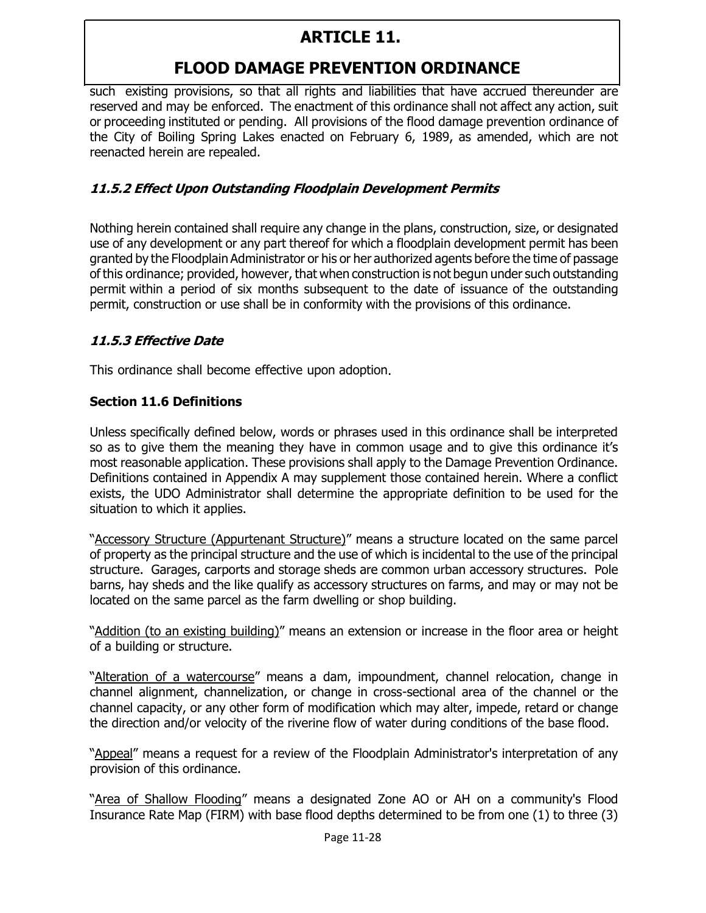such existing provisions, so that all rights and liabilities that have accrued thereunder are reserved and may be enforced. The enactment of this ordinance shall not affect any action, suit or proceeding instituted or pending. All provisions of the flood damage prevention ordinance of the City of Boiling Spring Lakes enacted on February 6, 1989, as amended, which are not reenacted herein are repealed.

### *11.5.2 Effect Upon Outstanding Floodplain Development Permits*

Nothing herein contained shall require any change in the plans, construction, size, or designated use of any development or any part thereof for which a floodplain development permit has been granted by the Floodplain Administrator or his or her authorized agents before the time of passage of this ordinance; provided, however, that when construction is not begun under such outstanding permit within a period of six months subsequent to the date of issuance of the outstanding permit, construction or use shall be in conformity with the provisions of this ordinance.

### *11.5.3 Effective Date*

This ordinance shall become effective upon adoption.

## **Section 11.6 Definitions**

Unless specifically defined below, words or phrases used in this ordinance shall be interpreted so as to give them the meaning they have in common usage and to give this ordinance it's most reasonable application. These provisions shall apply to the Damage Prevention Ordinance. Definitions contained in Appendix A may supplement those contained herein. Where a conflict exists, the UDO Administrator shall determine the appropriate definition to be used for the situation to which it applies.

"Accessory Structure (Appurtenant Structure)" means a structure located on the same parcel of property as the principal structure and the use of which is incidental to the use of the principal structure. Garages, carports and storage sheds are common urban accessory structures. Pole barns, hay sheds and the like qualify as accessory structures on farms, and may or may not be located on the same parcel as the farm dwelling or shop building.

"Addition (to an existing building)" means an extension or increase in the floor area or height of a building or structure.

"Alteration of a watercourse" means a dam, impoundment, channel relocation, change in channel alignment, channelization, or change in cross-sectional area of the channel or the channel capacity, or any other form of modification which may alter, impede, retard or change the direction and/or velocity of the riverine flow of water during conditions of the base flood.

"Appeal" means a request for a review of the Floodplain Administrator's interpretation of any provision of this ordinance.

"Area of Shallow Flooding" means a designated Zone AO or AH on a community's Flood Insurance Rate Map (FIRM) with base flood depths determined to be from one (1) to three (3)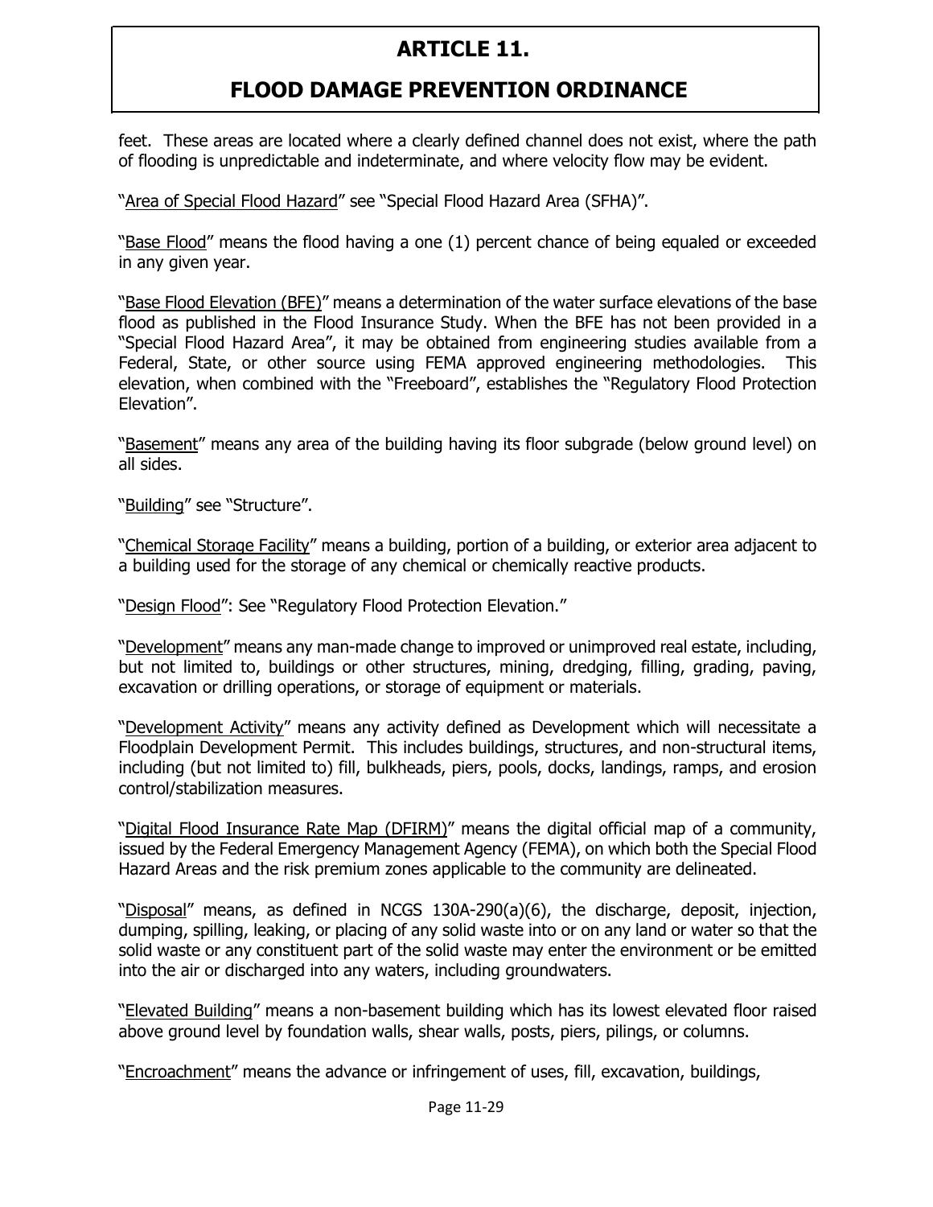feet. These areas are located where a clearly defined channel does not exist, where the path of flooding is unpredictable and indeterminate, and where velocity flow may be evident.

"Area of Special Flood Hazard" see "Special Flood Hazard Area (SFHA)".

"Base Flood" means the flood having a one (1) percent chance of being equaled or exceeded in any given year.

"Base Flood Elevation (BFE)" means a determination of the water surface elevations of the base flood as published in the Flood Insurance Study. When the BFE has not been provided in a "Special Flood Hazard Area", it may be obtained from engineering studies available from a Federal, State, or other source using FEMA approved engineering methodologies. This elevation, when combined with the "Freeboard", establishes the "Regulatory Flood Protection Elevation".

"Basement" means any area of the building having its floor subgrade (below ground level) on all sides.

"Building" see "Structure".

"Chemical Storage Facility" means a building, portion of a building, or exterior area adjacent to a building used for the storage of any chemical or chemically reactive products.

"Design Flood": See "Regulatory Flood Protection Elevation."

"Development" means any man-made change to improved or unimproved real estate, including, but not limited to, buildings or other structures, mining, dredging, filling, grading, paving, excavation or drilling operations, or storage of equipment or materials.

"Development Activity" means any activity defined as Development which will necessitate a Floodplain Development Permit. This includes buildings, structures, and non-structural items, including (but not limited to) fill, bulkheads, piers, pools, docks, landings, ramps, and erosion control/stabilization measures.

"Digital Flood Insurance Rate Map (DFIRM)" means the digital official map of a community, issued by the Federal Emergency Management Agency (FEMA), on which both the Special Flood Hazard Areas and the risk premium zones applicable to the community are delineated.

"Disposal" means, as defined in NCGS 130A-290(a)(6), the discharge, deposit, injection, dumping, spilling, leaking, or placing of any solid waste into or on any land or water so that the solid waste or any constituent part of the solid waste may enter the environment or be emitted into the air or discharged into any waters, including groundwaters.

"Elevated Building" means a non-basement building which has its lowest elevated floor raised above ground level by foundation walls, shear walls, posts, piers, pilings, or columns.

"Encroachment" means the advance or infringement of uses, fill, excavation, buildings,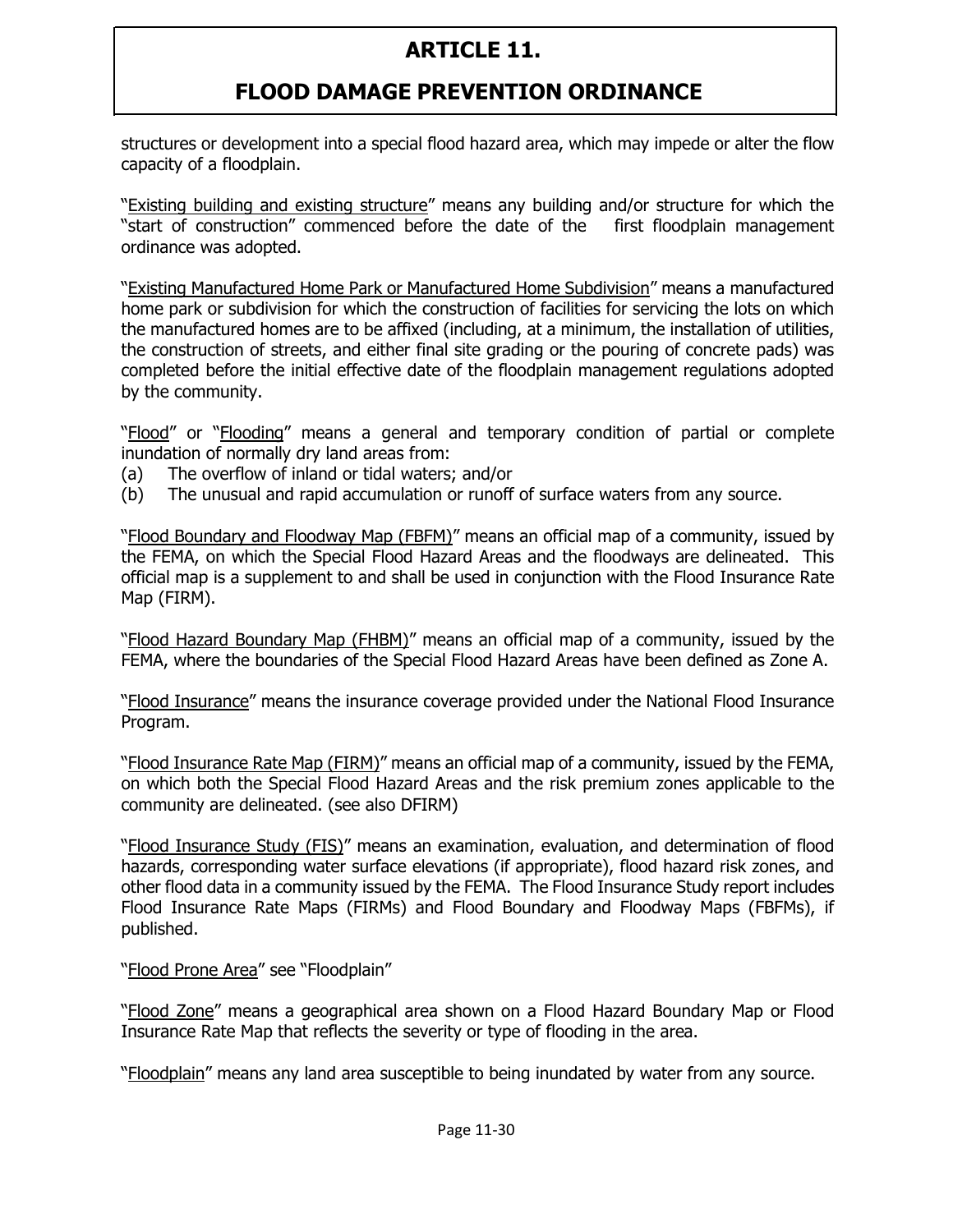structures or development into a special flood hazard area, which may impede or alter the flow capacity of a floodplain.

"<u>Existing building and existing structure</u>" means any building and/or structure for which the "start of construction" commenced before the date of the first floodplain management ordinance was adopted.

"<u>Existing Manufactured Home Park or Manufactured Home Subdivision</u>" means a manufactured home park or subdivision for which the construction of facilities for servicing the lots on which the manufactured homes are to be affixed (including, at a minimum, the installation of utilities, the construction of streets, and either final site grading or the pouring of concrete pads) was completed before the initial effective date of the floodplain management regulations adopted by the community.

"<u>Flood</u>" or "<u>Flooding</u>" means a general and temporary condition of partial or complete inundation of normally dry land areas from:

(a) The overflow of inland or tidal waters; and/or
(b) The unusual and rapid accumulation or runoff of surface waters from any source.

"<u>Flood Boundary and Floodway Map (FBFM)</u>" means an official map of a community, issued by the FEMA, on which the Special Flood Hazard Areas and the floodways are delineated. This official map is a supplement to and shall be used in conjunction with the Flood Insurance Rate Map (FIRM).

"<u>Flood Hazard Boundary Map (FHBM)</u>" means an official map of a community, issued by the FEMA, where the boundaries of the Special Flood Hazard Areas have been defined as Zone A.

"<u>Flood Insurance</u>" means the insurance coverage provided under the National Flood Insurance Program.

"<u>Flood Insurance Rate Map (FIRM)</u>" means an official map of a community, issued by the FEMA, on which both the Special Flood Hazard Areas and the risk premium zones applicable to the community are delineated. (see also DFIRM)

"<u>Flood Insurance Study (FIS)</u>" means an examination, evaluation, and determination of flood hazards, corresponding water surface elevations (if appropriate), flood hazard risk zones, and other flood data in a community issued by the FEMA. The Flood Insurance Study report includes Flood Insurance Rate Maps (FIRMs) and Flood Boundary and Floodway Maps (FBFMs), if published.

"<u>Flood Prone Area</u>" see "Floodplain"

"<u>Flood Zone</u>" means a geographical area shown on a Flood Hazard Boundary Map or Flood Insurance Rate Map that reflects the severity or type of flooding in the area.

"<u>Floodplain</u>" means any land area susceptible to being inundated by water from any source.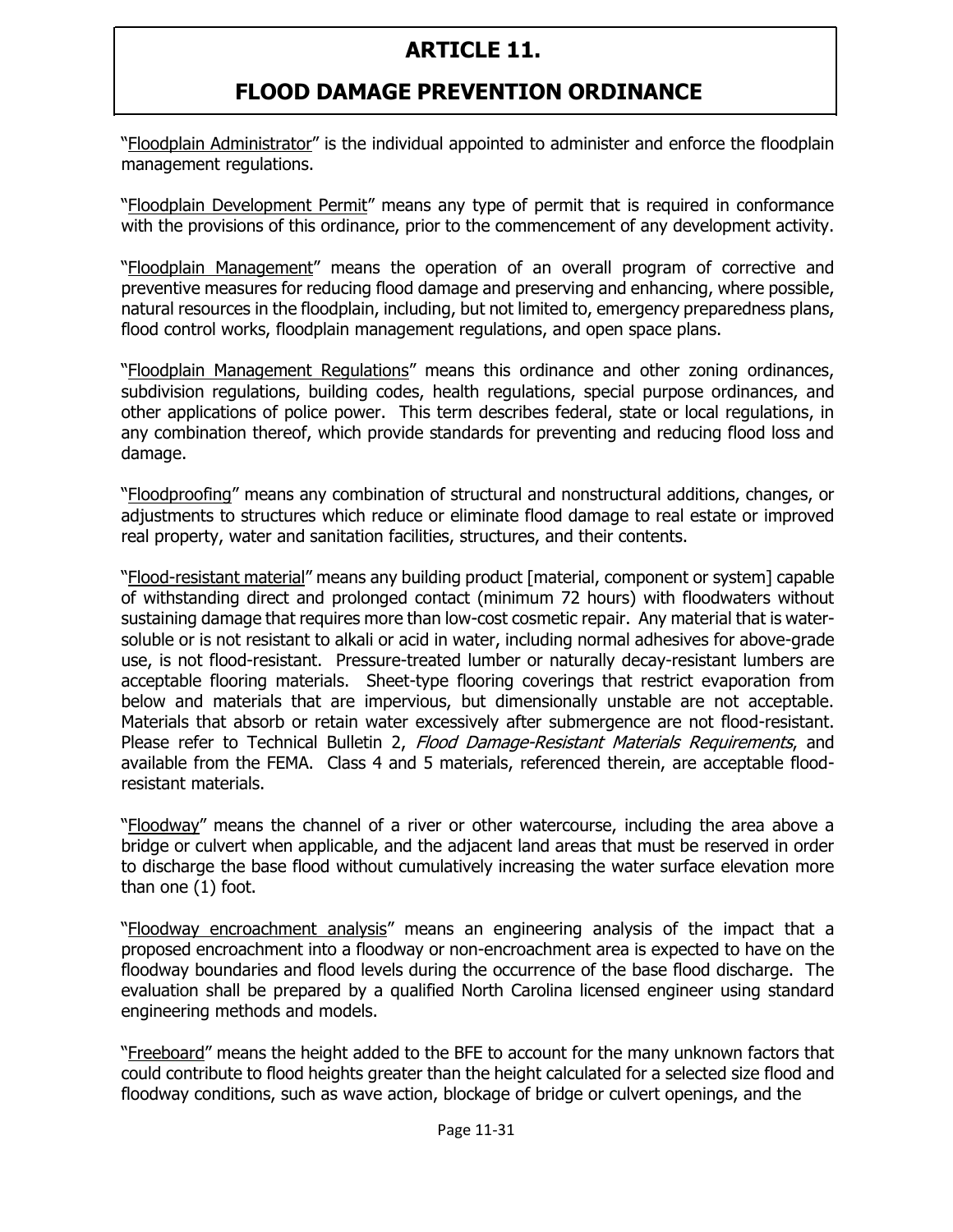# ARTICLE 11.

# FLOOD DAMAGE PREVENTION ORDINANCE

"<u>Floodplain Administrator</u>" is the individual appointed to administer and enforce the floodplain management regulations.

"<u>Floodplain Development Permit</u>" means any type of permit that is required in conformance with the provisions of this ordinance, prior to the commencement of any development activity.

"<u>Floodplain Management</u>" means the operation of an overall program of corrective and preventive measures for reducing flood damage and preserving and enhancing, where possible, natural resources in the floodplain, including, but not limited to, emergency preparedness plans, flood control works, floodplain management regulations, and open space plans.

"<u>Floodplain Management Regulations</u>" means this ordinance and other zoning ordinances, subdivision regulations, building codes, health regulations, special purpose ordinances, and other applications of police power. This term describes federal, state or local regulations, in any combination thereof, which provide standards for preventing and reducing flood loss and damage.

"<u>Floodproofing</u>" means any combination of structural and nonstructural additions, changes, or adjustments to structures which reduce or eliminate flood damage to real estate or improved real property, water and sanitation facilities, structures, and their contents.

"<u>Flood-resistant material</u>" means any building product [material, component or system] capable of withstanding direct and prolonged contact (minimum 72 hours) with floodwaters without sustaining damage that requires more than low-cost cosmetic repair. Any material that is water-soluble or is not resistant to alkali or acid in water, including normal adhesives for above-grade use, is not flood-resistant. Pressure-treated lumber or naturally decay-resistant lumbers are acceptable flooring materials. Sheet-type flooring coverings that restrict evaporation from below and materials that are impervious, but dimensionally unstable are not acceptable. Materials that absorb or retain water excessively after submergence are not flood-resistant. Please refer to Technical Bulletin 2, *Flood Damage-Resistant Materials Requirements*, and available from the FEMA. Class 4 and 5 materials, referenced therein, are acceptable flood-resistant materials.

"<u>Floodway</u>" means the channel of a river or other watercourse, including the area above a bridge or culvert when applicable, and the adjacent land areas that must be reserved in order to discharge the base flood without cumulatively increasing the water surface elevation more than one (1) foot.

"<u>Floodway encroachment analysis</u>" means an engineering analysis of the impact that a proposed encroachment into a floodway or non-encroachment area is expected to have on the floodway boundaries and flood levels during the occurrence of the base flood discharge. The evaluation shall be prepared by a qualified North Carolina licensed engineer using standard engineering methods and models.

"<u>Freeboard</u>" means the height added to the BFE to account for the many unknown factors that could contribute to flood heights greater than the height calculated for a selected size flood and floodway conditions, such as wave action, blockage of bridge or culvert openings, and the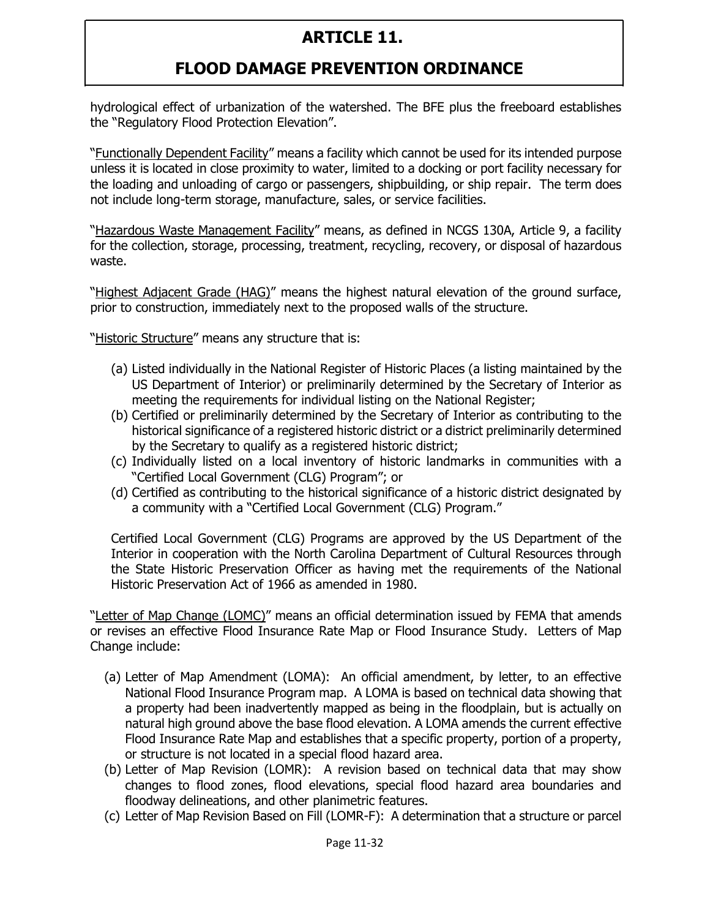hydrological effect of urbanization of the watershed. The BFE plus the freeboard establishes the "Regulatory Flood Protection Elevation".

"Functionally Dependent Facility" means a facility which cannot be used for its intended purpose unless it is located in close proximity to water, limited to a docking or port facility necessary for the loading and unloading of cargo or passengers, shipbuilding, or ship repair. The term does not include long-term storage, manufacture, sales, or service facilities.

"Hazardous Waste Management Facility" means, as defined in NCGS 130A, Article 9, a facility for the collection, storage, processing, treatment, recycling, recovery, or disposal of hazardous waste.

"Highest Adjacent Grade (HAG)" means the highest natural elevation of the ground surface, prior to construction, immediately next to the proposed walls of the structure.

"Historic Structure" means any structure that is:

(a) Listed individually in the National Register of Historic Places (a listing maintained by the US Department of Interior) or preliminarily determined by the Secretary of Interior as meeting the requirements for individual listing on the National Register;
(b) Certified or preliminarily determined by the Secretary of Interior as contributing to the historical significance of a registered historic district or a district preliminarily determined by the Secretary to qualify as a registered historic district;
(c) Individually listed on a local inventory of historic landmarks in communities with a "Certified Local Government (CLG) Program"; or
(d) Certified as contributing to the historical significance of a historic district designated by a community with a "Certified Local Government (CLG) Program."

Certified Local Government (CLG) Programs are approved by the US Department of the Interior in cooperation with the North Carolina Department of Cultural Resources through the State Historic Preservation Officer as having met the requirements of the National Historic Preservation Act of 1966 as amended in 1980.

"Letter of Map Change (LOMC)" means an official determination issued by FEMA that amends or revises an effective Flood Insurance Rate Map or Flood Insurance Study. Letters of Map Change include:

(a) Letter of Map Amendment (LOMA): An official amendment, by letter, to an effective National Flood Insurance Program map. A LOMA is based on technical data showing that a property had been inadvertently mapped as being in the floodplain, but is actually on natural high ground above the base flood elevation. A LOMA amends the current effective Flood Insurance Rate Map and establishes that a specific property, portion of a property, or structure is not located in a special flood hazard area.
(b) Letter of Map Revision (LOMR): A revision based on technical data that may show changes to flood zones, flood elevations, special flood hazard area boundaries and floodway delineations, and other planimetric features.
(c) Letter of Map Revision Based on Fill (LOMR-F): A determination that a structure or parcel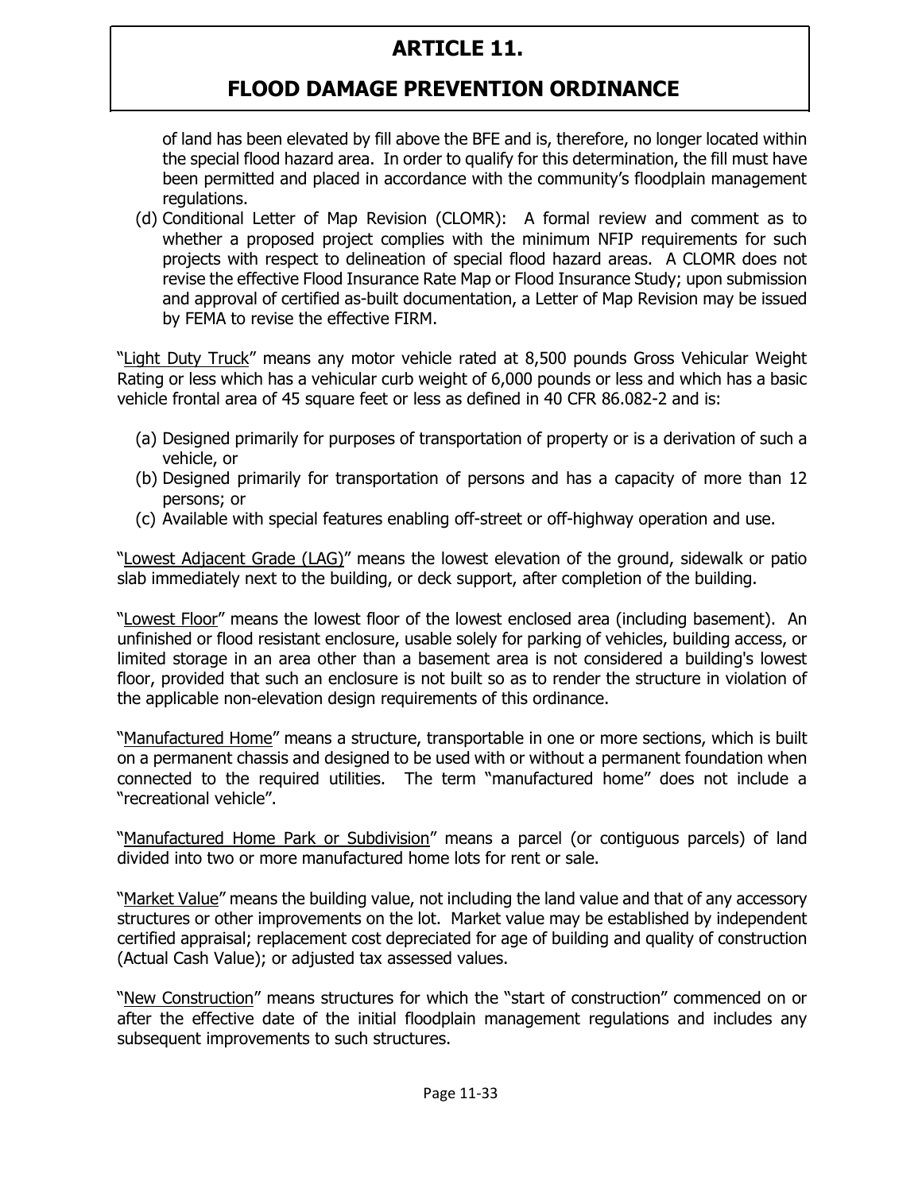of land has been elevated by fill above the BFE and is, therefore, no longer located within the special flood hazard area. In order to qualify for this determination, the fill must have been permitted and placed in accordance with the community's floodplain management regulations.

(d) Conditional Letter of Map Revision (CLOMR): A formal review and comment as to whether a proposed project complies with the minimum NFIP requirements for such projects with respect to delineation of special flood hazard areas. A CLOMR does not revise the effective Flood Insurance Rate Map or Flood Insurance Study; upon submission and approval of certified as-built documentation, a Letter of Map Revision may be issued by FEMA to revise the effective FIRM.

"Light Duty Truck" means any motor vehicle rated at 8,500 pounds Gross Vehicular Weight Rating or less which has a vehicular curb weight of 6,000 pounds or less and which has a basic vehicle frontal area of 45 square feet or less as defined in 40 CFR 86.082-2 and is:

(a) Designed primarily for purposes of transportation of property or is a derivation of such a vehicle, or
(b) Designed primarily for transportation of persons and has a capacity of more than 12 persons; or
(c) Available with special features enabling off-street or off-highway operation and use.

"Lowest Adjacent Grade (LAG)" means the lowest elevation of the ground, sidewalk or patio slab immediately next to the building, or deck support, after completion of the building.

"Lowest Floor" means the lowest floor of the lowest enclosed area (including basement). An unfinished or flood resistant enclosure, usable solely for parking of vehicles, building access, or limited storage in an area other than a basement area is not considered a building's lowest floor, provided that such an enclosure is not built so as to render the structure in violation of the applicable non-elevation design requirements of this ordinance.

"Manufactured Home" means a structure, transportable in one or more sections, which is built on a permanent chassis and designed to be used with or without a permanent foundation when connected to the required utilities. The term "manufactured home" does not include a "recreational vehicle".

"Manufactured Home Park or Subdivision" means a parcel (or contiguous parcels) of land divided into two or more manufactured home lots for rent or sale.

"Market Value" means the building value, not including the land value and that of any accessory structures or other improvements on the lot. Market value may be established by independent certified appraisal; replacement cost depreciated for age of building and quality of construction (Actual Cash Value); or adjusted tax assessed values.

"New Construction" means structures for which the "start of construction" commenced on or after the effective date of the initial floodplain management regulations and includes any subsequent improvements to such structures.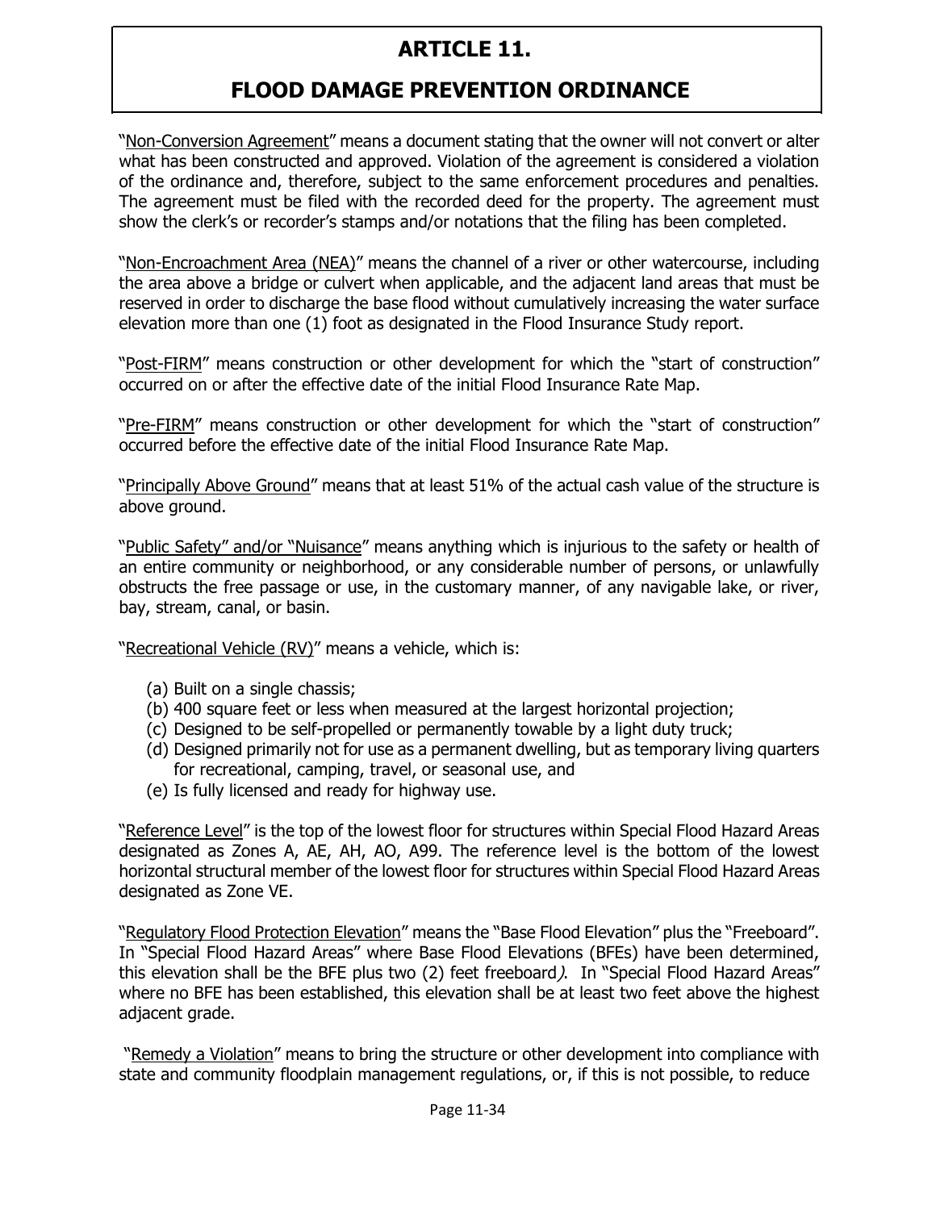# ARTICLE 11.

# FLOOD DAMAGE PREVENTION ORDINANCE

"Non-Conversion Agreement" means a document stating that the owner will not convert or alter what has been constructed and approved. Violation of the agreement is considered a violation of the ordinance and, therefore, subject to the same enforcement procedures and penalties. The agreement must be filed with the recorded deed for the property. The agreement must show the clerk's or recorder's stamps and/or notations that the filing has been completed.

"Non-Encroachment Area (NEA)" means the channel of a river or other watercourse, including the area above a bridge or culvert when applicable, and the adjacent land areas that must be reserved in order to discharge the base flood without cumulatively increasing the water surface elevation more than one (1) foot as designated in the Flood Insurance Study report.

"Post-FIRM" means construction or other development for which the "start of construction" occurred on or after the effective date of the initial Flood Insurance Rate Map.

"Pre-FIRM" means construction or other development for which the "start of construction" occurred before the effective date of the initial Flood Insurance Rate Map.

"Principally Above Ground" means that at least 51% of the actual cash value of the structure is above ground.

"Public Safety" and/or "Nuisance" means anything which is injurious to the safety or health of an entire community or neighborhood, or any considerable number of persons, or unlawfully obstructs the free passage or use, in the customary manner, of any navigable lake, or river, bay, stream, canal, or basin.

"Recreational Vehicle (RV)" means a vehicle, which is:

(a) Built on a single chassis;
(b) 400 square feet or less when measured at the largest horizontal projection;
(c) Designed to be self-propelled or permanently towable by a light duty truck;
(d) Designed primarily not for use as a permanent dwelling, but as temporary living quarters for recreational, camping, travel, or seasonal use, and
(e) Is fully licensed and ready for highway use.

"Reference Level" is the top of the lowest floor for structures within Special Flood Hazard Areas designated as Zones A, AE, AH, AO, A99. The reference level is the bottom of the lowest horizontal structural member of the lowest floor for structures within Special Flood Hazard Areas designated as Zone VE.

"Regulatory Flood Protection Elevation" means the "Base Flood Elevation" plus the "Freeboard". In "Special Flood Hazard Areas" where Base Flood Elevations (BFEs) have been determined, this elevation shall be the BFE plus two (2) feet freeboard*)*. In "Special Flood Hazard Areas" where no BFE has been established, this elevation shall be at least two feet above the highest adjacent grade.

"Remedy a Violation" means to bring the structure or other development into compliance with state and community floodplain management regulations, or, if this is not possible, to reduce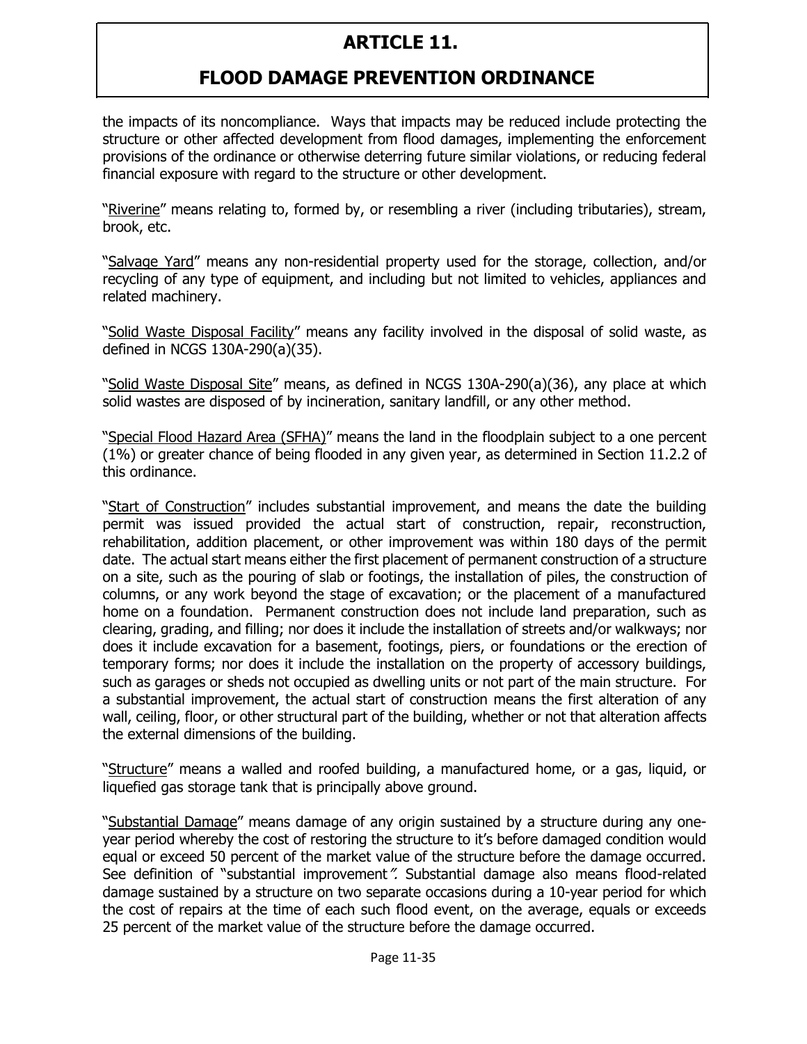the impacts of its noncompliance. Ways that impacts may be reduced include protecting the structure or other affected development from flood damages, implementing the enforcement provisions of the ordinance or otherwise deterring future similar violations, or reducing federal financial exposure with regard to the structure or other development.

"Riverine" means relating to, formed by, or resembling a river (including tributaries), stream, brook, etc.

"Salvage Yard" means any non-residential property used for the storage, collection, and/or recycling of any type of equipment, and including but not limited to vehicles, appliances and related machinery.

"Solid Waste Disposal Facility" means any facility involved in the disposal of solid waste, as defined in NCGS 130A-290(a)(35).

"Solid Waste Disposal Site" means, as defined in NCGS 130A-290(a)(36), any place at which solid wastes are disposed of by incineration, sanitary landfill, or any other method.

"Special Flood Hazard Area (SFHA)" means the land in the floodplain subject to a one percent (1%) or greater chance of being flooded in any given year, as determined in Section 11.2.2 of this ordinance.

"Start of Construction" includes substantial improvement, and means the date the building permit was issued provided the actual start of construction, repair, reconstruction, rehabilitation, addition placement, or other improvement was within 180 days of the permit date. The actual start means either the first placement of permanent construction of a structure on a site, such as the pouring of slab or footings, the installation of piles, the construction of columns, or any work beyond the stage of excavation; or the placement of a manufactured home on a foundation. Permanent construction does not include land preparation, such as clearing, grading, and filling; nor does it include the installation of streets and/or walkways; nor does it include excavation for a basement, footings, piers, or foundations or the erection of temporary forms; nor does it include the installation on the property of accessory buildings, such as garages or sheds not occupied as dwelling units or not part of the main structure. For a substantial improvement, the actual start of construction means the first alteration of any wall, ceiling, floor, or other structural part of the building, whether or not that alteration affects the external dimensions of the building.

"Structure" means a walled and roofed building, a manufactured home, or a gas, liquid, or liquefied gas storage tank that is principally above ground.

"Substantial Damage" means damage of any origin sustained by a structure during any one-year period whereby the cost of restoring the structure to it's before damaged condition would equal or exceed 50 percent of the market value of the structure before the damage occurred. See definition of "substantial improvement*".* Substantial damage also means flood-related damage sustained by a structure on two separate occasions during a 10-year period for which the cost of repairs at the time of each such flood event, on the average, equals or exceeds 25 percent of the market value of the structure before the damage occurred.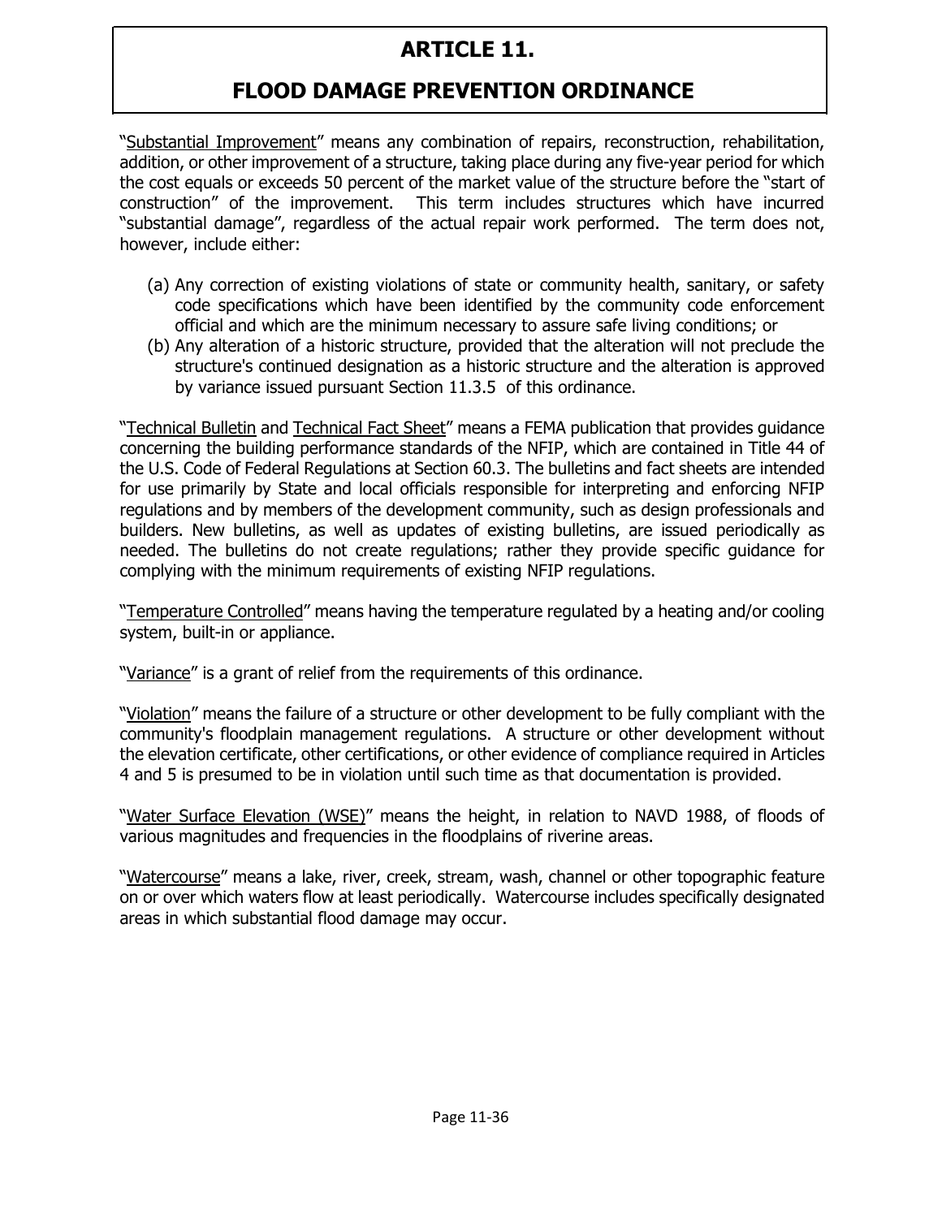# ARTICLE 11.

# FLOOD DAMAGE PREVENTION ORDINANCE

"Substantial Improvement" means any combination of repairs, reconstruction, rehabilitation, addition, or other improvement of a structure, taking place during any five-year period for which the cost equals or exceeds 50 percent of the market value of the structure before the "start of construction" of the improvement. This term includes structures which have incurred "substantial damage", regardless of the actual repair work performed. The term does not, however, include either:

(a) Any correction of existing violations of state or community health, sanitary, or safety code specifications which have been identified by the community code enforcement official and which are the minimum necessary to assure safe living conditions; or
(b) Any alteration of a historic structure, provided that the alteration will not preclude the structure's continued designation as a historic structure and the alteration is approved by variance issued pursuant Section 11.3.5 of this ordinance.

"Technical Bulletin and Technical Fact Sheet" means a FEMA publication that provides guidance concerning the building performance standards of the NFIP, which are contained in Title 44 of the U.S. Code of Federal Regulations at Section 60.3. The bulletins and fact sheets are intended for use primarily by State and local officials responsible for interpreting and enforcing NFIP regulations and by members of the development community, such as design professionals and builders. New bulletins, as well as updates of existing bulletins, are issued periodically as needed. The bulletins do not create regulations; rather they provide specific guidance for complying with the minimum requirements of existing NFIP regulations.

"Temperature Controlled" means having the temperature regulated by a heating and/or cooling system, built-in or appliance.

"Variance" is a grant of relief from the requirements of this ordinance.

"Violation" means the failure of a structure or other development to be fully compliant with the community's floodplain management regulations. A structure or other development without the elevation certificate, other certifications, or other evidence of compliance required in Articles 4 and 5 is presumed to be in violation until such time as that documentation is provided.

"Water Surface Elevation (WSE)" means the height, in relation to NAVD 1988, of floods of various magnitudes and frequencies in the floodplains of riverine areas.

"Watercourse" means a lake, river, creek, stream, wash, channel or other topographic feature on or over which waters flow at least periodically. Watercourse includes specifically designated areas in which substantial flood damage may occur.